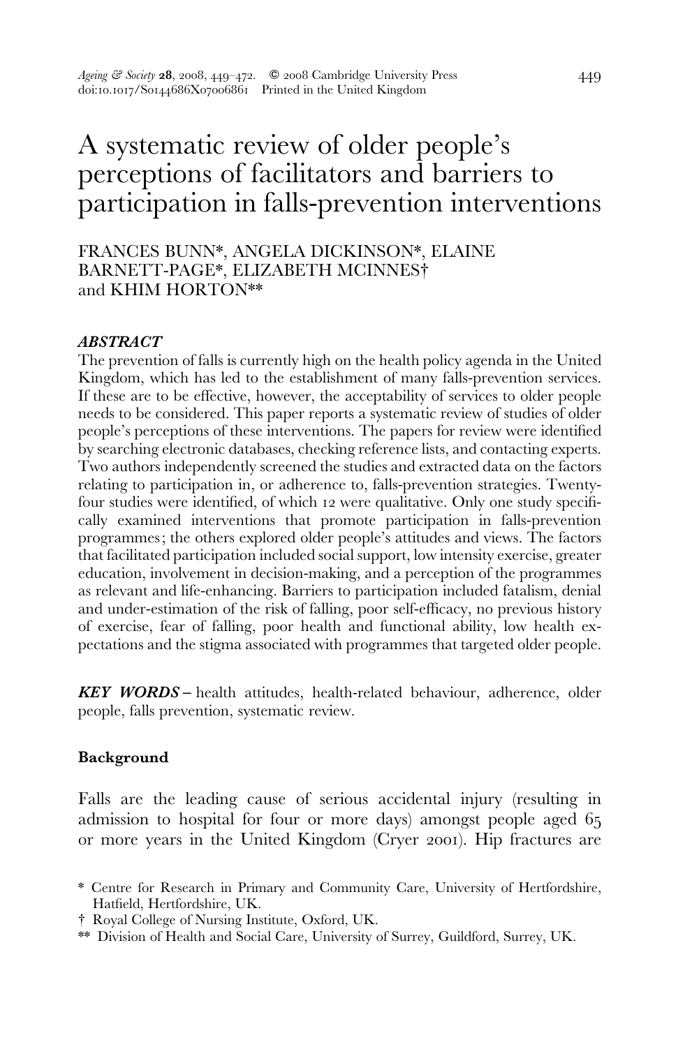# A systematic review of older people's perceptions of facilitators and barriers to participation in falls-prevention interventions

FRANCES BUNN*, ANGELA DICKINSON*, ELAINE BARNETT-PAGE*, ELIZABETH MCINNES† and KHIM HORTON**

### *ABSTRACT*

The prevention of falls is currently high on the health policy agenda in the United Kingdom, which has led to the establishment of many falls-prevention services. If these are to be effective, however, the acceptability of services to older people needs to be considered. This paper reports a systematic review of studies of older people's perceptions of these interventions. The papers for review were identified by searching electronic databases, checking reference lists, and contacting experts. Two authors independently screened the studies and extracted data on the factors relating to participation in, or adherence to, falls-prevention strategies. Twenty-four studies were identified, of which 12 were qualitative. Only one study specifically examined interventions that promote participation in falls-prevention programmes; the others explored older people's attitudes and views. The factors that facilitated participation included social support, low intensity exercise, greater education, involvement in decision-making, and a perception of the programmes as relevant and life-enhancing. Barriers to participation included fatalism, denial and under-estimation of the risk of falling, poor self-efficacy, no previous history of exercise, fear of falling, poor health and functional ability, low health expectations and the stigma associated with programmes that targeted older people.

***KEY WORDS*** – health attitudes, health-related behaviour, adherence, older people, falls prevention, systematic review.

### Background

Falls are the leading cause of serious accidental injury (resulting in admission to hospital for four or more days) amongst people aged 65 or more years in the United Kingdom (Cryer 2001). Hip fractures are

\* Centre for Research in Primary and Community Care, University of Hertfordshire, Hatfield, Hertfordshire, UK.

† Royal College of Nursing Institute, Oxford, UK.

\*\* Division of Health and Social Care, University of Surrey, Guildford, Surrey, UK.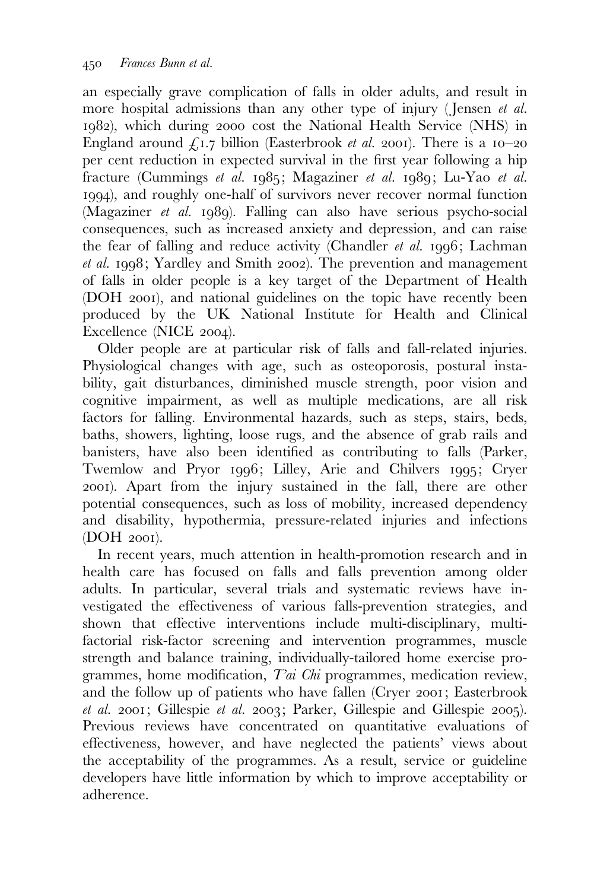an especially grave complication of falls in older adults, and result in more hospital admissions than any other type of injury (Jensen *et al.* 1982), which during 2000 cost the National Health Service (NHS) in England around £1.7 billion (Easterbrook *et al.* 2001). There is a 10–20 per cent reduction in expected survival in the first year following a hip fracture (Cummings *et al.* 1985; Magaziner *et al.* 1989; Lu-Yao *et al.* 1994), and roughly one-half of survivors never recover normal function (Magaziner *et al.* 1989). Falling can also have serious psycho-social consequences, such as increased anxiety and depression, and can raise the fear of falling and reduce activity (Chandler *et al.* 1996; Lachman *et al.* 1998; Yardley and Smith 2002). The prevention and management of falls in older people is a key target of the Department of Health (DOH 2001), and national guidelines on the topic have recently been produced by the UK National Institute for Health and Clinical Excellence (NICE 2004).

Older people are at particular risk of falls and fall-related injuries. Physiological changes with age, such as osteoporosis, postural instability, gait disturbances, diminished muscle strength, poor vision and cognitive impairment, as well as multiple medications, are all risk factors for falling. Environmental hazards, such as steps, stairs, beds, baths, showers, lighting, loose rugs, and the absence of grab rails and banisters, have also been identified as contributing to falls (Parker, Twemlow and Pryor 1996; Lilley, Arie and Chilvers 1995; Cryer 2001). Apart from the injury sustained in the fall, there are other potential consequences, such as loss of mobility, increased dependency and disability, hypothermia, pressure-related injuries and infections (DOH 2001).

In recent years, much attention in health-promotion research and in health care has focused on falls and falls prevention among older adults. In particular, several trials and systematic reviews have investigated the effectiveness of various falls-prevention strategies, and shown that effective interventions include multi-disciplinary, multi-factorial risk-factor screening and intervention programmes, muscle strength and balance training, individually-tailored home exercise programmes, home modification, *T'ai Chi* programmes, medication review, and the follow up of patients who have fallen (Cryer 2001; Easterbrook *et al.* 2001; Gillespie *et al.* 2003; Parker, Gillespie and Gillespie 2005). Previous reviews have concentrated on quantitative evaluations of effectiveness, however, and have neglected the patients' views about the acceptability of the programmes. As a result, service or guideline developers have little information by which to improve acceptability or adherence.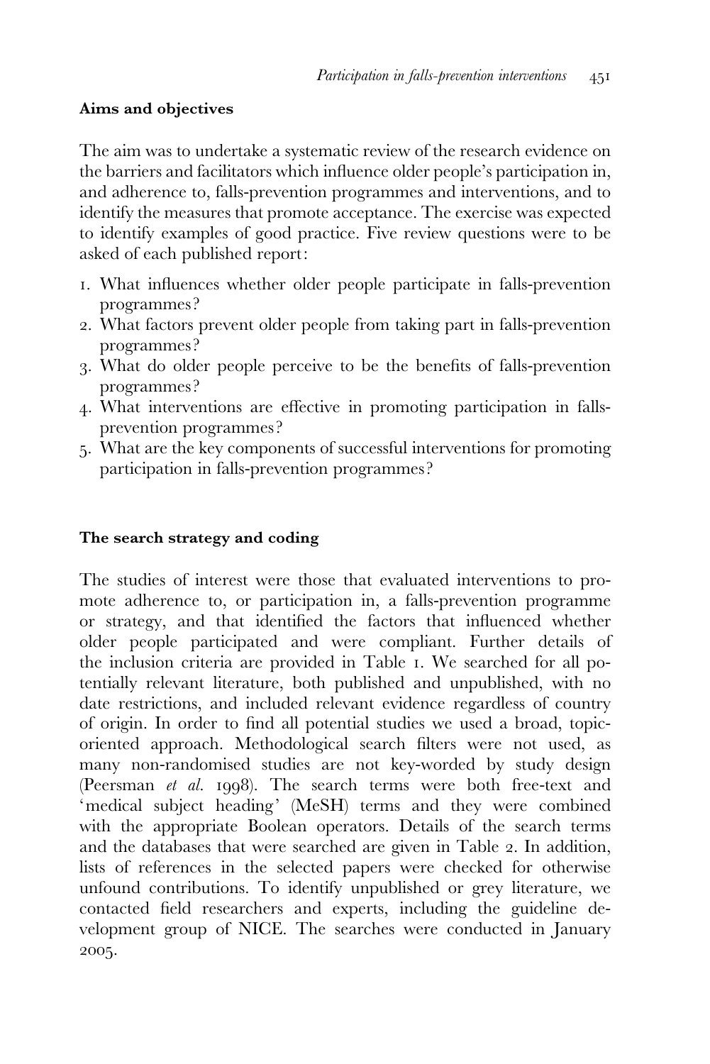### Aims and objectives

The aim was to undertake a systematic review of the research evidence on the barriers and facilitators which influence older people's participation in, and adherence to, falls-prevention programmes and interventions, and to identify the measures that promote acceptance. The exercise was expected to identify examples of good practice. Five review questions were to be asked of each published report:

1. What influences whether older people participate in falls-prevention programmes?
2. What factors prevent older people from taking part in falls-prevention programmes?
3. What do older people perceive to be the benefits of falls-prevention programmes?
4. What interventions are effective in promoting participation in falls-prevention programmes?
5. What are the key components of successful interventions for promoting participation in falls-prevention programmes?

### The search strategy and coding

The studies of interest were those that evaluated interventions to promote adherence to, or participation in, a falls-prevention programme or strategy, and that identified the factors that influenced whether older people participated and were compliant. Further details of the inclusion criteria are provided in Table 1. We searched for all potentially relevant literature, both published and unpublished, with no date restrictions, and included relevant evidence regardless of country of origin. In order to find all potential studies we used a broad, topic-oriented approach. Methodological search filters were not used, as many non-randomised studies are not key-worded by study design (Peersman *et al.* 1998). The search terms were both free-text and 'medical subject heading' (MeSH) terms and they were combined with the appropriate Boolean operators. Details of the search terms and the databases that were searched are given in Table 2. In addition, lists of references in the selected papers were checked for otherwise unfound contributions. To identify unpublished or grey literature, we contacted field researchers and experts, including the guideline development group of NICE. The searches were conducted in January 2005.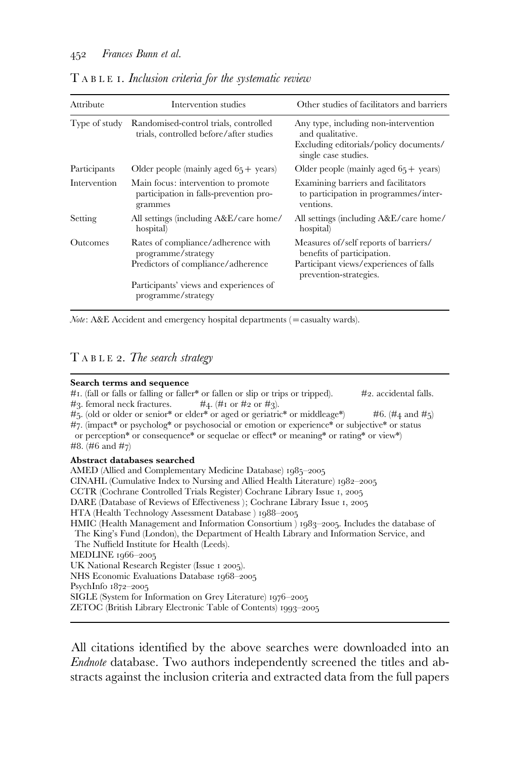TABLE 1. *Inclusion criteria for the systematic review*

| Attribute | Intervention studies | Other studies of facilitators and barriers |
|---|---|---|
| Type of study | Randomised-control trials, controlled trials, controlled before/after studies | Any type, including non-intervention and qualitative. Excluding editorials/policy documents/ single case studies. |
| Participants | Older people (mainly aged 65+ years) | Older people (mainly aged 65+ years) |
| Intervention | Main focus: intervention to promote participation in falls-prevention programmes | Examining barriers and facilitators to participation in programmes/interventions. |
| Setting | All settings (including A&E/care home/ hospital) | All settings (including A&E/care home/ hospital) |
| Outcomes | Rates of compliance/adherence with programme/strategy<br>Predictors of compliance/adherence<br><br>Participants' views and experiences of programme/strategy | Measures of/self reports of barriers/ benefits of participation.<br>Participant views/experiences of falls prevention-strategies. |

*Note*: A&E Accident and emergency hospital departments (=casualty wards).

TABLE 2. *The search strategy*

**Search terms and sequence**

#1. (fall or falls or falling or faller* or fallen or slip or trips or tripped). #2. accidental falls.
#3. femoral neck fractures. #4. (#1 or #2 or #3).
#5. (old or older or senior* or elder* or aged or geriatric* or middleage*) #6. (#4 and #5)
#7. (impact* or psycholog* or psychosocial or emotion or experience* or subjective* or status or perception* or consequence* or sequelae or effect* or meaning* or rating* or view*)
#8. (#6 and #7)

**Abstract databases searched**

AMED (Allied and Complementary Medicine Database) 1985–2005
CINAHL (Cumulative Index to Nursing and Allied Health Literature) 1982–2005
CCTR (Cochrane Controlled Trials Register) Cochrane Library Issue 1, 2005
DARE (Database of Reviews of Effectiveness ); Cochrane Library Issue 1, 2005
HTA (Health Technology Assessment Database ) 1988–2005
HMIC (Health Management and Information Consortium ) 1983–2005. Includes the database of The King's Fund (London), the Department of Health Library and Information Service, and The Nuffield Institute for Health (Leeds).
MEDLINE 1966–2005
UK National Research Register (Issue 1 2005).
NHS Economic Evaluations Database 1968–2005
PsychInfo 1872–2005
SIGLE (System for Information on Grey Literature) 1976–2005
ZETOC (British Library Electronic Table of Contents) 1993–2005

All citations identified by the above searches were downloaded into an *Endnote* database. Two authors independently screened the titles and abstracts against the inclusion criteria and extracted data from the full papers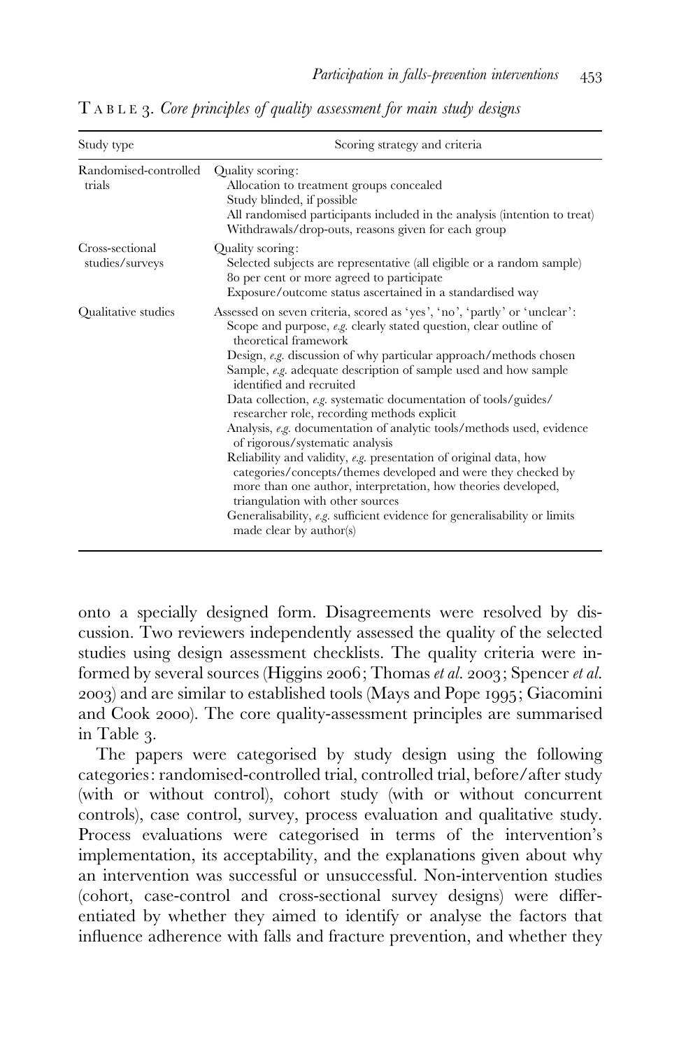TABLE 3. *Core principles of quality assessment for main study designs*

| Study type | Scoring strategy and criteria |
|---|---|
| Randomised-controlled trials | Quality scoring:<br>Allocation to treatment groups concealed<br>Study blinded, if possible<br>All randomised participants included in the analysis (intention to treat)<br>Withdrawals/drop-outs, reasons given for each group |
| Cross-sectional studies/surveys | Quality scoring:<br>Selected subjects are representative (all eligible or a random sample)<br>80 per cent or more agreed to participate<br>Exposure/outcome status ascertained in a standardised way |
| Qualitative studies | Assessed on seven criteria, scored as 'yes', 'no', 'partly' or 'unclear':<br>Scope and purpose, *e.g.* clearly stated question, clear outline of theoretical framework<br>Design, *e.g.* discussion of why particular approach/methods chosen<br>Sample, *e.g.* adequate description of sample used and how sample identified and recruited<br>Data collection, *e.g.* systematic documentation of tools/guides/researcher role, recording methods explicit<br>Analysis, *e.g.* documentation of analytic tools/methods used, evidence of rigorous/systematic analysis<br>Reliability and validity, *e.g.* presentation of original data, how categories/concepts/themes developed and were they checked by more than one author, interpretation, how theories developed, triangulation with other sources<br>Generalisability, *e.g.* sufficient evidence for generalisability or limits made clear by author(s) |

onto a specially designed form. Disagreements were resolved by discussion. Two reviewers independently assessed the quality of the selected studies using design assessment checklists. The quality criteria were informed by several sources (Higgins 2006; Thomas *et al.* 2003; Spencer *et al.* 2003) and are similar to established tools (Mays and Pope 1995; Giacomini and Cook 2000). The core quality-assessment principles are summarised in Table 3.

The papers were categorised by study design using the following categories: randomised-controlled trial, controlled trial, before/after study (with or without control), cohort study (with or without concurrent controls), case control, survey, process evaluation and qualitative study. Process evaluations were categorised in terms of the intervention's implementation, its acceptability, and the explanations given about why an intervention was successful or unsuccessful. Non-intervention studies (cohort, case-control and cross-sectional survey designs) were differentiated by whether they aimed to identify or analyse the factors that influence adherence with falls and fracture prevention, and whether they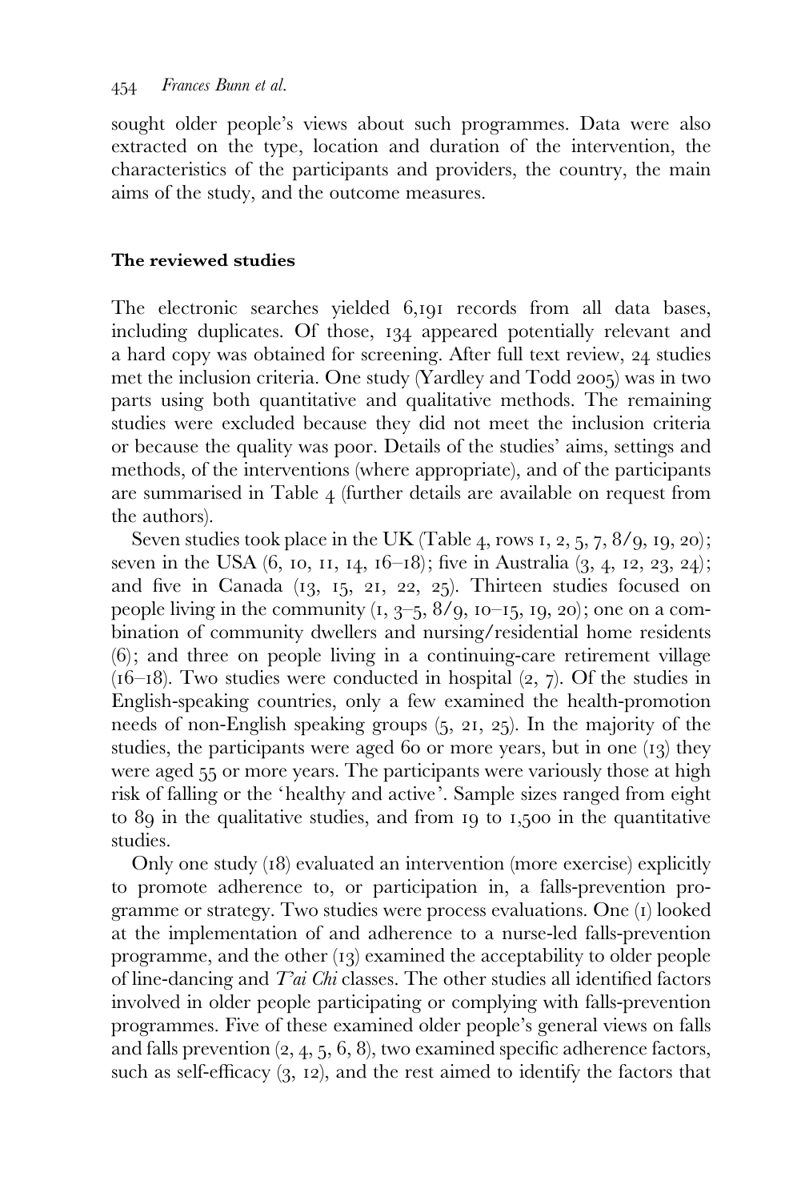sought older people's views about such programmes. Data were also extracted on the type, location and duration of the intervention, the characteristics of the participants and providers, the country, the main aims of the study, and the outcome measures.

**The reviewed studies**

The electronic searches yielded 6,191 records from all data bases, including duplicates. Of those, 134 appeared potentially relevant and a hard copy was obtained for screening. After full text review, 24 studies met the inclusion criteria. One study (Yardley and Todd 2005) was in two parts using both quantitative and qualitative methods. The remaining studies were excluded because they did not meet the inclusion criteria or because the quality was poor. Details of the studies' aims, settings and methods, of the interventions (where appropriate), and of the participants are summarised in Table 4 (further details are available on request from the authors).

Seven studies took place in the UK (Table 4, rows 1, 2, 5, 7, 8/9, 19, 20); seven in the USA (6, 10, 11, 14, 16–18); five in Australia (3, 4, 12, 23, 24); and five in Canada (13, 15, 21, 22, 25). Thirteen studies focused on people living in the community (1, 3–5, 8/9, 10–15, 19, 20); one on a combination of community dwellers and nursing/residential home residents (6); and three on people living in a continuing-care retirement village (16–18). Two studies were conducted in hospital (2, 7). Of the studies in English-speaking countries, only a few examined the health-promotion needs of non-English speaking groups (5, 21, 25). In the majority of the studies, the participants were aged 60 or more years, but in one (13) they were aged 55 or more years. The participants were variously those at high risk of falling or the 'healthy and active'. Sample sizes ranged from eight to 89 in the qualitative studies, and from 19 to 1,500 in the quantitative studies.

Only one study (18) evaluated an intervention (more exercise) explicitly to promote adherence to, or participation in, a falls-prevention programme or strategy. Two studies were process evaluations. One (1) looked at the implementation of and adherence to a nurse-led falls-prevention programme, and the other (13) examined the acceptability to older people of line-dancing and *T'ai Chi* classes. The other studies all identified factors involved in older people participating or complying with falls-prevention programmes. Five of these examined older people's general views on falls and falls prevention (2, 4, 5, 6, 8), two examined specific adherence factors, such as self-efficacy (3, 12), and the rest aimed to identify the factors that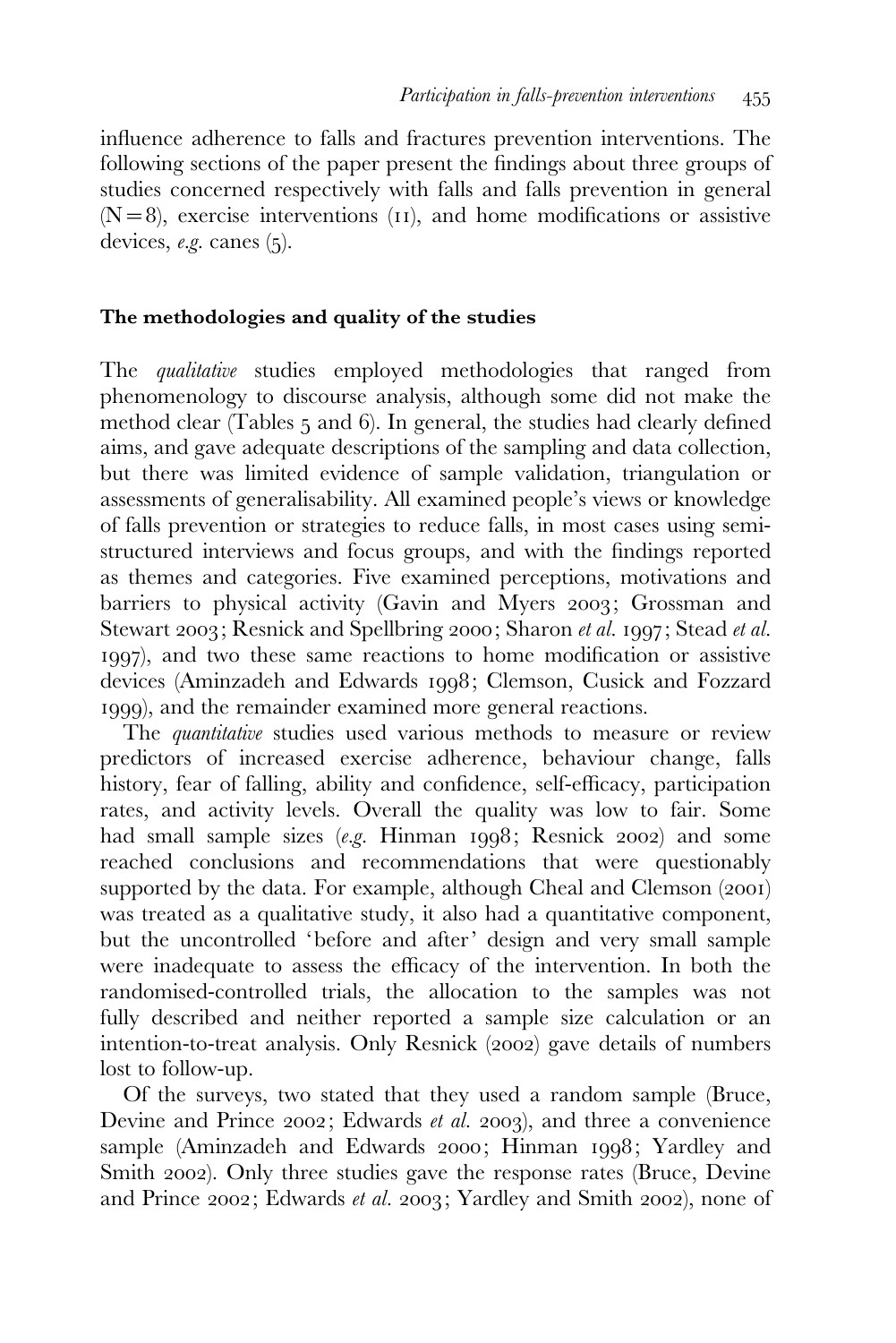influence adherence to falls and fractures prevention interventions. The following sections of the paper present the findings about three groups of studies concerned respectively with falls and falls prevention in general (N = 8), exercise interventions (11), and home modifications or assistive devices, *e.g.* canes (5).

## The methodologies and quality of the studies

The *qualitative* studies employed methodologies that ranged from phenomenology to discourse analysis, although some did not make the method clear (Tables 5 and 6). In general, the studies had clearly defined aims, and gave adequate descriptions of the sampling and data collection, but there was limited evidence of sample validation, triangulation or assessments of generalisability. All examined people's views or knowledge of falls prevention or strategies to reduce falls, in most cases using semi-structured interviews and focus groups, and with the findings reported as themes and categories. Five examined perceptions, motivations and barriers to physical activity (Gavin and Myers 2003; Grossman and Stewart 2003; Resnick and Spellbring 2000; Sharon *et al.* 1997; Stead *et al.* 1997), and two these same reactions to home modification or assistive devices (Aminzadeh and Edwards 1998; Clemson, Cusick and Fozzard 1999), and the remainder examined more general reactions.

The *quantitative* studies used various methods to measure or review predictors of increased exercise adherence, behaviour change, falls history, fear of falling, ability and confidence, self-efficacy, participation rates, and activity levels. Overall the quality was low to fair. Some had small sample sizes (*e.g.* Hinman 1998; Resnick 2002) and some reached conclusions and recommendations that were questionably supported by the data. For example, although Cheal and Clemson (2001) was treated as a qualitative study, it also had a quantitative component, but the uncontrolled 'before and after' design and very small sample were inadequate to assess the efficacy of the intervention. In both the randomised-controlled trials, the allocation to the samples was not fully described and neither reported a sample size calculation or an intention-to-treat analysis. Only Resnick (2002) gave details of numbers lost to follow-up.

Of the surveys, two stated that they used a random sample (Bruce, Devine and Prince 2002; Edwards *et al.* 2003), and three a convenience sample (Aminzadeh and Edwards 2000; Hinman 1998; Yardley and Smith 2002). Only three studies gave the response rates (Bruce, Devine and Prince 2002; Edwards *et al.* 2003; Yardley and Smith 2002), none of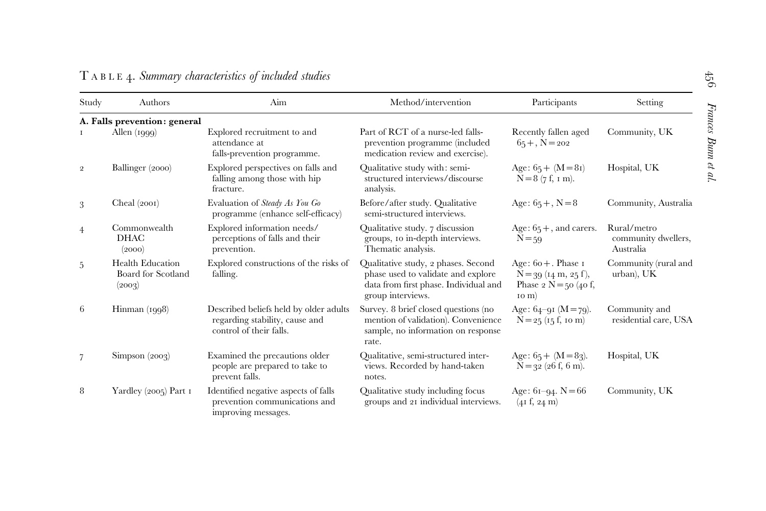TABLE 4. *Summary characteristics of included studies*

| Study | Authors | Aim | Method/intervention | Participants | Setting |
|---|---|---|---|---|---|
| **A. Falls prevention: general** | | | | | |
| 1 | Allen (1999) | Explored recruitment to and attendance at falls-prevention programme. | Part of RCT of a nurse-led falls-prevention programme (included medication review and exercise). | Recently fallen aged 65+, N=202 | Community, UK |
| 2 | Ballinger (2000) | Explored perspectives on falls and falling among those with hip fracture. | Qualitative study with: semi-structured interviews/discourse analysis. | Age: 65+ (M=81) N=8 (7 f, 1 m). | Hospital, UK |
| 3 | Cheal (2001) | Evaluation of *Steady As You Go* programme (enhance self-efficacy) | Before/after study. Qualitative semi-structured interviews. | Age: 65+, N=8 | Community, Australia |
| 4 | Commonwealth DHAC (2000) | Explored information needs/ perceptions of falls and their prevention. | Qualitative study. 7 discussion groups, 10 in-depth interviews. Thematic analysis. | Age: 65+, and carers. N=59 | Rural/metro community dwellers, Australia |
| 5 | Health Education Board for Scotland (2003) | Explored constructions of the risks of falling. | Qualitative study, 2 phases. Second phase used to validate and explore data from first phase. Individual and group interviews. | Age: 60+. Phase 1 N=39 (14 m, 25 f), Phase 2 N=50 (40 f, 10 m) | Community (rural and urban), UK |
| 6 | Hinman (1998) | Described beliefs held by older adults regarding stability, cause and control of their falls. | Survey. 8 brief closed questions (no mention of validation). Convenience sample, no information on response rate. | Age: 64–91 (M=79). N=25 (15 f, 10 m) | Community and residential care, USA |
| 7 | Simpson (2003) | Examined the precautions older people are prepared to take to prevent falls. | Qualitative, semi-structured interviews. Recorded by hand-taken notes. | Age: 65+ (M=83). N=32 (26 f, 6 m). | Hospital, UK |
| 8 | Yardley (2005) Part 1 | Identified negative aspects of falls prevention communications and improving messages. | Qualitative study including focus groups and 21 individual interviews. | Age: 61–94. N=66 (41 f, 24 m) | Community, UK |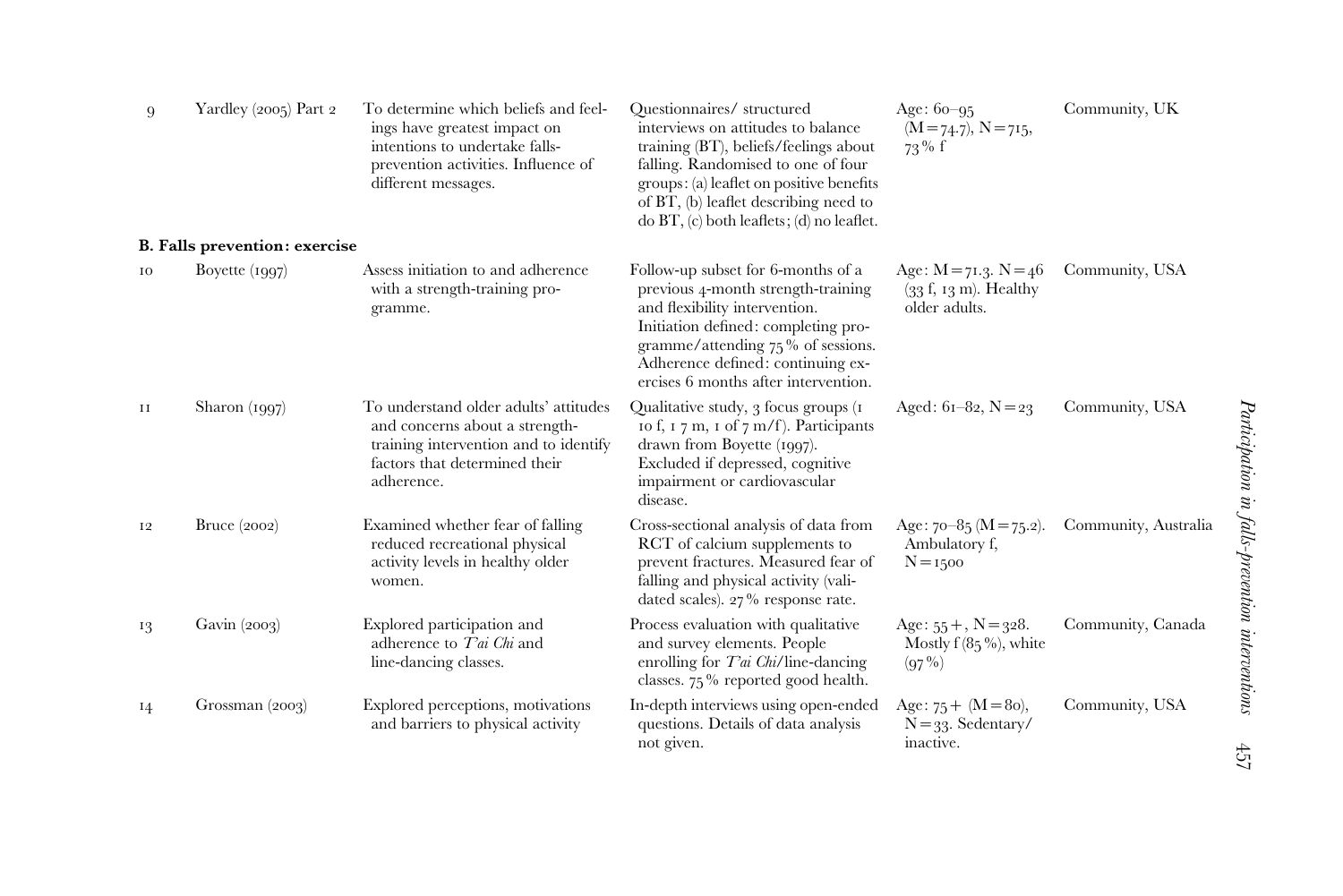| | | | | | |
|---|---|---|---|---|---|
| 9 | Yardley (2005) Part 2 | To determine which beliefs and feelings have greatest impact on intentions to undertake falls-prevention activities. Influence of different messages. | Questionnaires/ structured interviews on attitudes to balance training (BT), beliefs/feelings about falling. Randomised to one of four groups: (a) leaflet on positive benefits of BT, (b) leaflet describing need to do BT, (c) both leaflets; (d) no leaflet. | Age: 60–95 (M=74.7), N=715, 73% f | Community, UK |
| **B. Falls prevention: exercise** | | | | | |
| 10 | Boyette (1997) | Assess initiation to and adherence with a strength-training programme. | Follow-up subset for 6-months of a previous 4-month strength-training and flexibility intervention. Initiation defined: completing programme/attending 75% of sessions. Adherence defined: continuing exercises 6 months after intervention. | Age: M=71.3. N=46 (33 f, 13 m). Healthy older adults. | Community, USA |
| 11 | Sharon (1997) | To understand older adults' attitudes and concerns about a strength-training intervention and to identify factors that determined their adherence. | Qualitative study, 3 focus groups (1 10 f, 1 7 m, 1 of 7 m/f). Participants drawn from Boyette (1997). Excluded if depressed, cognitive impairment or cardiovascular disease. | Aged: 61–82, N=23 | Community, USA |
| 12 | Bruce (2002) | Examined whether fear of falling reduced recreational physical activity levels in healthy older women. | Cross-sectional analysis of data from RCT of calcium supplements to prevent fractures. Measured fear of falling and physical activity (validated scales). 27% response rate. | Age: 70–85 (M=75.2). Ambulatory f, N=1500 | Community, Australia |
| 13 | Gavin (2003) | Explored participation and adherence to *T'ai Chi* and line-dancing classes. | Process evaluation with qualitative and survey elements. People enrolling for *T'ai Chi*/line-dancing classes. 75% reported good health. | Age: 55+, N=328. Mostly f (85%), white (97%) | Community, Canada |
| 14 | Grossman (2003) | Explored perceptions, motivations and barriers to physical activity | In-depth interviews using open-ended questions. Details of data analysis not given. | Age: 75+ (M=80), N=33. Sedentary/inactive. | Community, USA |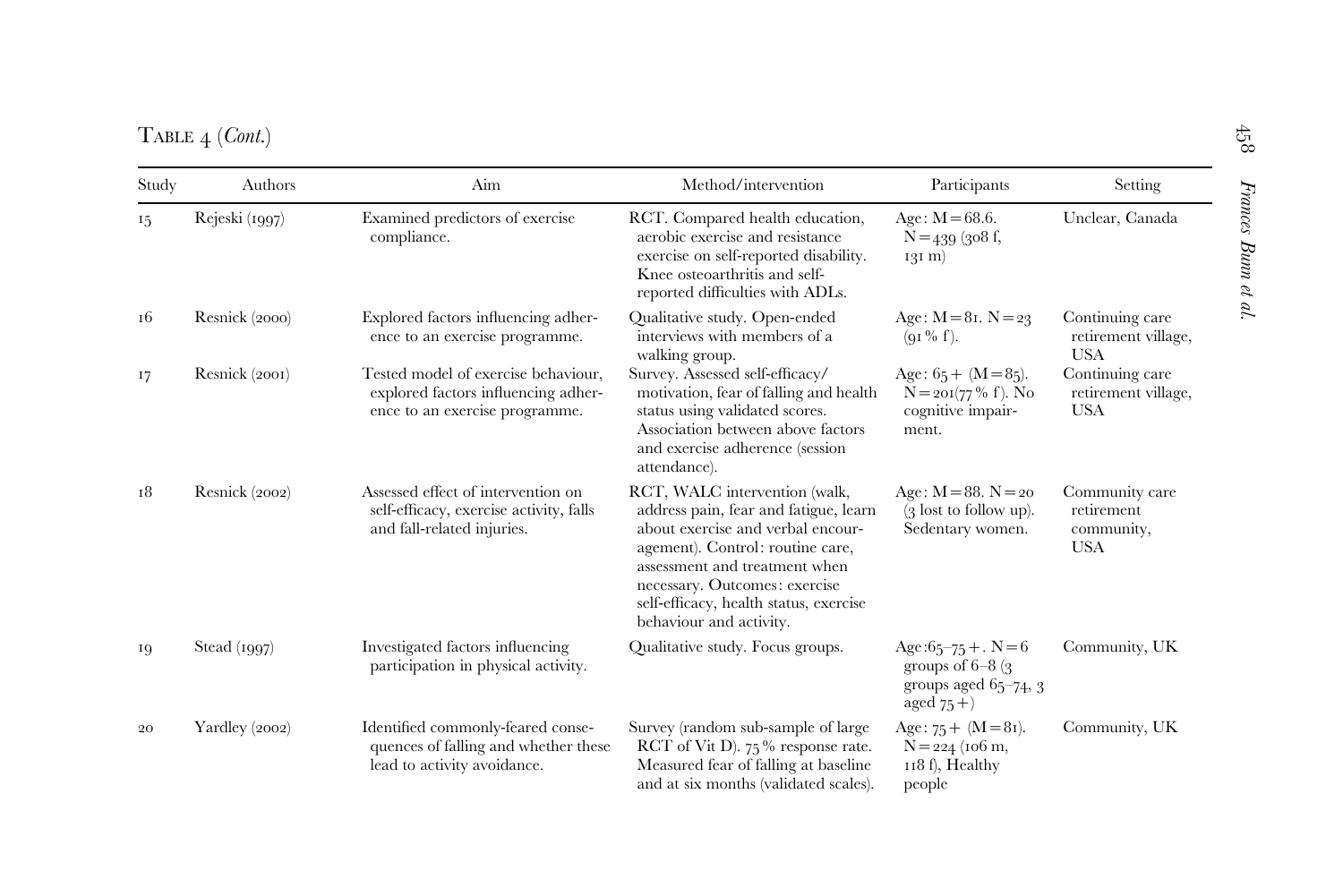TABLE 4 (*Cont.*)

| Study | Authors | Aim | Method/intervention | Participants | Setting |
|---|---|---|---|---|---|
| 15 | Rejeski (1997) | Examined predictors of exercise compliance. | RCT. Compared health education, aerobic exercise and resistance exercise on self-reported disability. Knee osteoarthritis and self-reported difficulties with ADLs. | Age: M = 68.6. N = 439 (308 f, 131 m) | Unclear, Canada |
| 16 | Resnick (2000) | Explored factors influencing adherence to an exercise programme. | Qualitative study. Open-ended interviews with members of a walking group. | Age: M = 81. N = 23 (91% f). | Continuing care retirement village, USA |
| 17 | Resnick (2001) | Tested model of exercise behaviour, explored factors influencing adherence to an exercise programme. | Survey. Assessed self-efficacy/motivation, fear of falling and health status using validated scores. Association between above factors and exercise adherence (session attendance). | Age: 65+ (M = 85). N = 201(77% f). No cognitive impairment. | Continuing care retirement village, USA |
| 18 | Resnick (2002) | Assessed effect of intervention on self-efficacy, exercise activity, falls and fall-related injuries. | RCT, WALC intervention (walk, address pain, fear and fatigue, learn about exercise and verbal encouragement). Control: routine care, assessment and treatment when necessary. Outcomes: exercise self-efficacy, health status, exercise behaviour and activity. | Age: M = 88. N = 20 (3 lost to follow up). Sedentary women. | Community care retirement community, USA |
| 19 | Stead (1997) | Investigated factors influencing participation in physical activity. | Qualitative study. Focus groups. | Age: 65–75+. N = 6 groups of 6–8 (3 groups aged 65–74, 3 aged 75+) | Community, UK |
| 20 | Yardley (2002) | Identified commonly-feared consequences of falling and whether these lead to activity avoidance. | Survey (random sub-sample of large RCT of Vit D). 75% response rate. Measured fear of falling at baseline and at six months (validated scales). | Age: 75+ (M = 81). N = 224 (106 m, 118 f), Healthy people | Community, UK |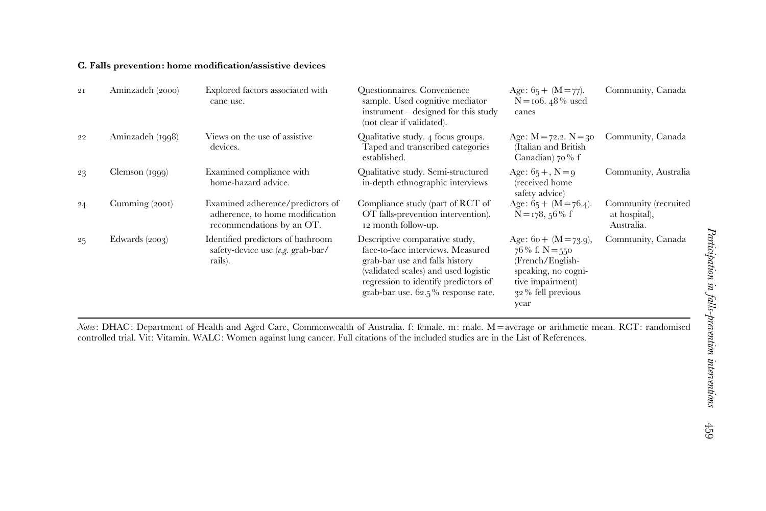### C. Falls prevention: home modification/assistive devices

| | | | | | |
|---|---|---|---|---|---|
| 21 | Aminzadeh (2000) | Explored factors associated with cane use. | Questionnaires. Convenience sample. Used cognitive mediator instrument – designed for this study (not clear if validated). | Age: 65+ (M=77). N=106. 48% used canes | Community, Canada |
| 22 | Aminzadeh (1998) | Views on the use of assistive devices. | Qualitative study. 4 focus groups. Taped and transcribed categories established. | Age: M=72.2. N=30 (Italian and British Canadian) 70% f | Community, Canada |
| 23 | Clemson (1999) | Examined compliance with home-hazard advice. | Qualitative study. Semi-structured in-depth ethnographic interviews | Age: 65+, N=9 (received home safety advice) | Community, Australia |
| 24 | Cumming (2001) | Examined adherence/predictors of adherence, to home modification recommendations by an OT. | Compliance study (part of RCT of OT falls-prevention intervention). 12 month follow-up. | Age: 65+ (M=76.4). N=178, 56% f | Community (recruited at hospital), Australia. |
| 25 | Edwards (2003) | Identified predictors of bathroom safety-device use (*e.g.* grab-bar/rails). | Descriptive comparative study, face-to-face interviews. Measured grab-bar use and falls history (validated scales) and used logistic regression to identify predictors of grab-bar use. 62.5% response rate. | Age: 60+ (M=73.9), 76% f. N=550 (French/English-speaking, no cognitive impairment) 32% fell previous year | Community, Canada |

*Notes*: DHAC: Department of Health and Aged Care, Commonwealth of Australia. f: female. m: male. M=average or arithmetic mean. RCT: randomised controlled trial. Vit: Vitamin. WALC: Women against lung cancer. Full citations of the included studies are in the List of References.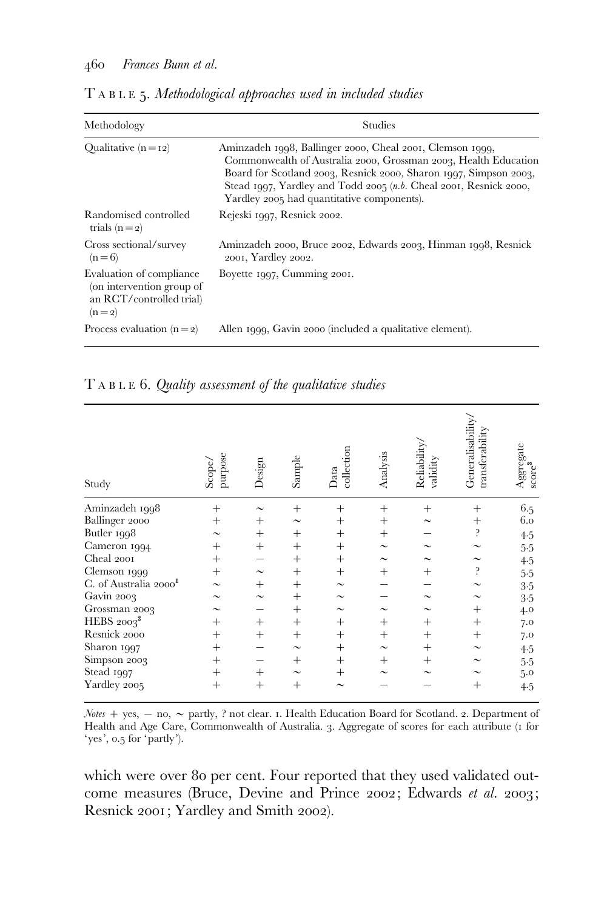TABLE 5. *Methodological approaches used in included studies*

| Methodology | Studies |
|---|---|
| Qualitative (n = 12) | Aminzadeh 1998, Ballinger 2000, Cheal 2001, Clemson 1999, Commonwealth of Australia 2000, Grossman 2003, Health Education Board for Scotland 2003, Resnick 2000, Sharon 1997, Simpson 2003, Stead 1997, Yardley and Todd 2005 (*n.b.* Cheal 2001, Resnick 2000, Yardley 2005 had quantitative components). |
| Randomised controlled trials (n = 2) | Rejeski 1997, Resnick 2002. |
| Cross sectional/survey (n = 6) | Aminzadeh 2000, Bruce 2002, Edwards 2003, Hinman 1998, Resnick 2001, Yardley 2002. |
| Evaluation of compliance (on intervention group of an RCT/controlled trial) (n = 2) | Boyette 1997, Cumming 2001. |
| Process evaluation (n = 2) | Allen 1999, Gavin 2000 (included a qualitative element). |

TABLE 6. *Quality assessment of the qualitative studies*

| Study | Scope/ purpose | Design | Sample | Data collection | Analysis | Reliability/ validity | Generalisability/ transferability | Aggregate score[3] |
|---|---|---|---|---|---|---|---|---|
| Aminzadeh 1998 | + | ~ | + | + | + | + | + | 6.5 |
| Ballinger 2000 | + | + | ~ | + | + | ~ | + | 6.0 |
| Butler 1998 | ~ | + | + | + | + | – | ? | 4.5 |
| Cameron 1994 | + | + | + | + | ~ | ~ | ~ | 5.5 |
| Cheal 2001 | + | – | + | + | ~ | ~ | ~ | 4.5 |
| Clemson 1999 | + | ~ | + | + | + | + | ? | 5.5 |
| C. of Australia 2000[1] | ~ | + | + | ~ | – | – | ~ | 3.5 |
| Gavin 2003 | ~ | ~ | + | ~ | – | ~ | ~ | 3.5 |
| Grossman 2003 | ~ | – | + | ~ | ~ | ~ | + | 4.0 |
| HEBS 2003[2] | + | + | + | + | + | + | + | 7.0 |
| Resnick 2000 | + | + | + | + | + | + | + | 7.0 |
| Sharon 1997 | + | – | ~ | + | ~ | + | ~ | 4.5 |
| Simpson 2003 | + | – | + | + | + | + | ~ | 5.5 |
| Stead 1997 | + | + | ~ | + | ~ | ~ | ~ | 5.0 |
| Yardley 2005 | + | + | + | ~ | – | – | + | 4.5 |

*Notes* + yes, – no, ~ partly, ? not clear. 1. Health Education Board for Scotland. 2. Department of Health and Age Care, Commonwealth of Australia. 3. Aggregate of scores for each attribute (1 for 'yes', 0.5 for 'partly').

which were over 80 per cent. Four reported that they used validated outcome measures (Bruce, Devine and Prince 2002; Edwards *et al.* 2003; Resnick 2001; Yardley and Smith 2002).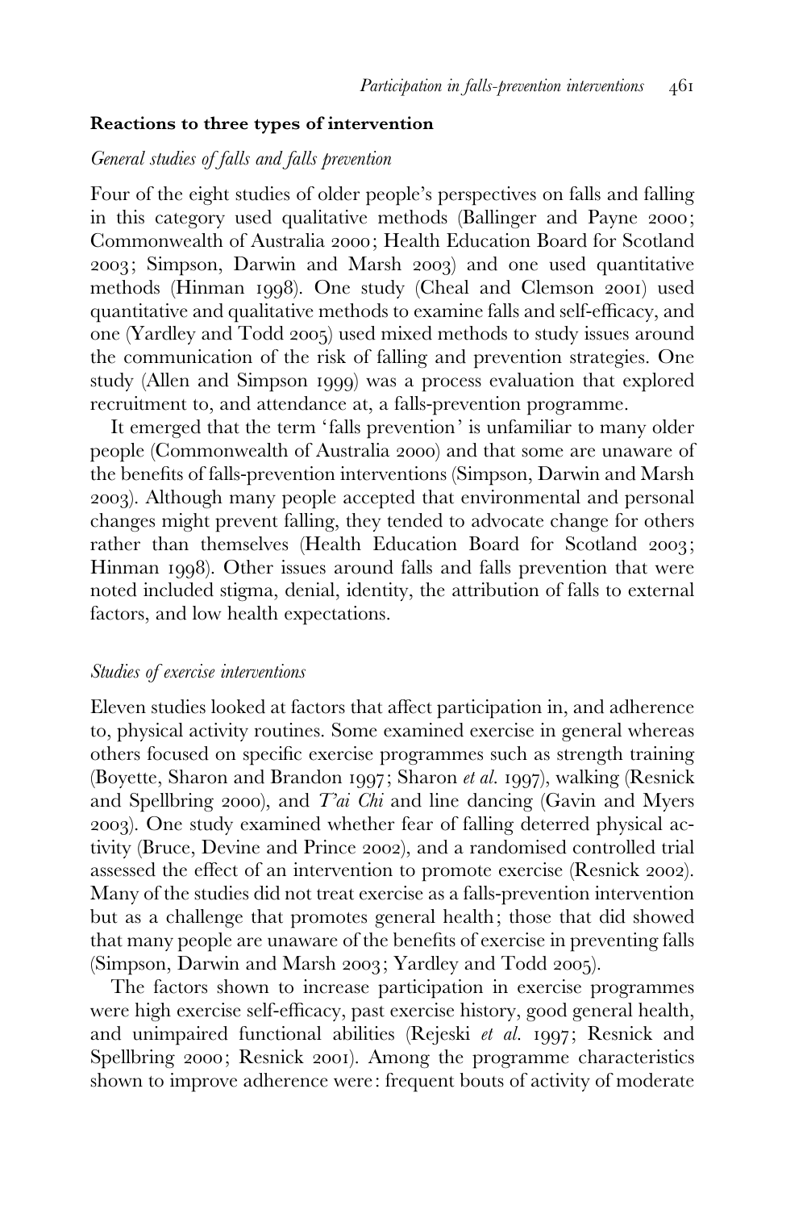### Reactions to three types of intervention

#### *General studies of falls and falls prevention*

Four of the eight studies of older people's perspectives on falls and falling in this category used qualitative methods (Ballinger and Payne 2000; Commonwealth of Australia 2000; Health Education Board for Scotland 2003; Simpson, Darwin and Marsh 2003) and one used quantitative methods (Hinman 1998). One study (Cheal and Clemson 2001) used quantitative and qualitative methods to examine falls and self-efficacy, and one (Yardley and Todd 2005) used mixed methods to study issues around the communication of the risk of falling and prevention strategies. One study (Allen and Simpson 1999) was a process evaluation that explored recruitment to, and attendance at, a falls-prevention programme.

It emerged that the term 'falls prevention' is unfamiliar to many older people (Commonwealth of Australia 2000) and that some are unaware of the benefits of falls-prevention interventions (Simpson, Darwin and Marsh 2003). Although many people accepted that environmental and personal changes might prevent falling, they tended to advocate change for others rather than themselves (Health Education Board for Scotland 2003; Hinman 1998). Other issues around falls and falls prevention that were noted included stigma, denial, identity, the attribution of falls to external factors, and low health expectations.

#### *Studies of exercise interventions*

Eleven studies looked at factors that affect participation in, and adherence to, physical activity routines. Some examined exercise in general whereas others focused on specific exercise programmes such as strength training (Boyette, Sharon and Brandon 1997; Sharon *et al.* 1997), walking (Resnick and Spellbring 2000), and *T'ai Chi* and line dancing (Gavin and Myers 2003). One study examined whether fear of falling deterred physical activity (Bruce, Devine and Prince 2002), and a randomised controlled trial assessed the effect of an intervention to promote exercise (Resnick 2002). Many of the studies did not treat exercise as a falls-prevention intervention but as a challenge that promotes general health; those that did showed that many people are unaware of the benefits of exercise in preventing falls (Simpson, Darwin and Marsh 2003; Yardley and Todd 2005).

The factors shown to increase participation in exercise programmes were high exercise self-efficacy, past exercise history, good general health, and unimpaired functional abilities (Rejeski *et al.* 1997; Resnick and Spellbring 2000; Resnick 2001). Among the programme characteristics shown to improve adherence were: frequent bouts of activity of moderate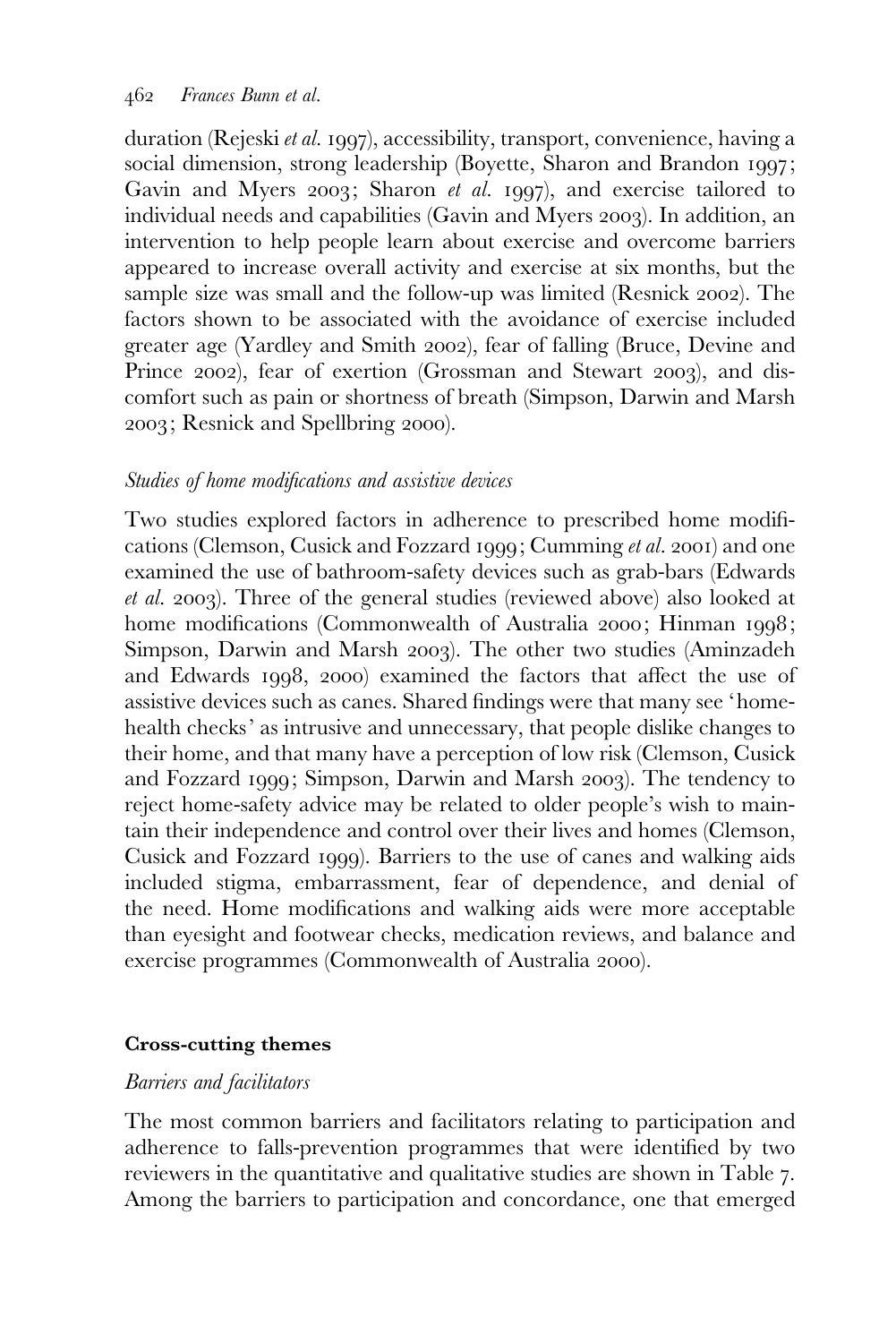duration (Rejeski *et al.* 1997), accessibility, transport, convenience, having a social dimension, strong leadership (Boyette, Sharon and Brandon 1997; Gavin and Myers 2003; Sharon *et al.* 1997), and exercise tailored to individual needs and capabilities (Gavin and Myers 2003). In addition, an intervention to help people learn about exercise and overcome barriers appeared to increase overall activity and exercise at six months, but the sample size was small and the follow-up was limited (Resnick 2002). The factors shown to be associated with the avoidance of exercise included greater age (Yardley and Smith 2002), fear of falling (Bruce, Devine and Prince 2002), fear of exertion (Grossman and Stewart 2003), and discomfort such as pain or shortness of breath (Simpson, Darwin and Marsh 2003; Resnick and Spellbring 2000).

### *Studies of home modifications and assistive devices*

Two studies explored factors in adherence to prescribed home modifications (Clemson, Cusick and Fozzard 1999; Cumming *et al.* 2001) and one examined the use of bathroom-safety devices such as grab-bars (Edwards *et al.* 2003). Three of the general studies (reviewed above) also looked at home modifications (Commonwealth of Australia 2000; Hinman 1998; Simpson, Darwin and Marsh 2003). The other two studies (Aminzadeh and Edwards 1998, 2000) examined the factors that affect the use of assistive devices such as canes. Shared findings were that many see 'home-health checks' as intrusive and unnecessary, that people dislike changes to their home, and that many have a perception of low risk (Clemson, Cusick and Fozzard 1999; Simpson, Darwin and Marsh 2003). The tendency to reject home-safety advice may be related to older people's wish to maintain their independence and control over their lives and homes (Clemson, Cusick and Fozzard 1999). Barriers to the use of canes and walking aids included stigma, embarrassment, fear of dependence, and denial of the need. Home modifications and walking aids were more acceptable than eyesight and footwear checks, medication reviews, and balance and exercise programmes (Commonwealth of Australia 2000).

## **Cross-cutting themes**

### *Barriers and facilitators*

The most common barriers and facilitators relating to participation and adherence to falls-prevention programmes that were identified by two reviewers in the quantitative and qualitative studies are shown in Table 7. Among the barriers to participation and concordance, one that emerged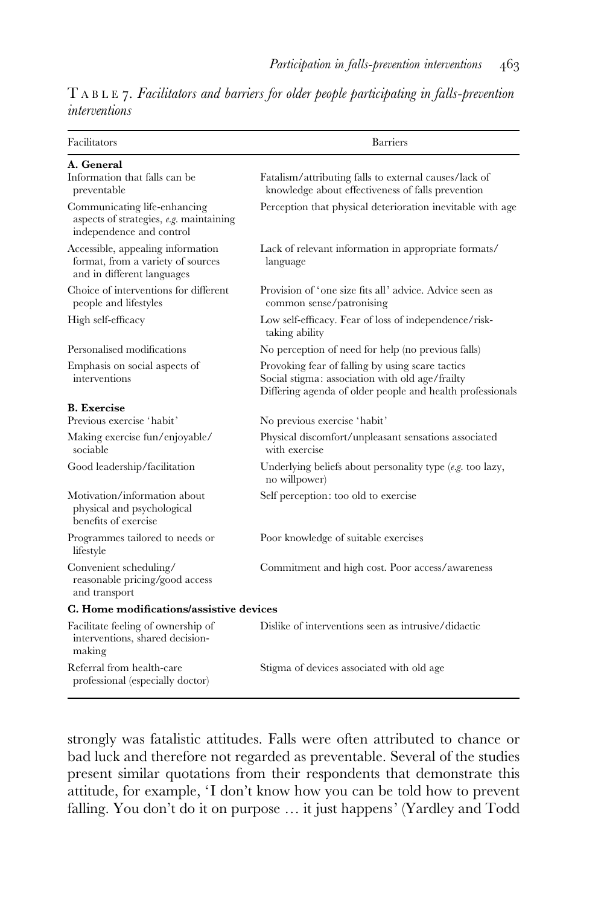TABLE 7. *Facilitators and barriers for older people participating in falls-prevention interventions*

| Facilitators | Barriers |
|---|---|
| **A. General** | |
| Information that falls can be preventable | Fatalism/attributing falls to external causes/lack of knowledge about effectiveness of falls prevention |
| Communicating life-enhancing aspects of strategies, *e.g.* maintaining independence and control | Perception that physical deterioration inevitable with age |
| Accessible, appealing information format, from a variety of sources and in different languages | Lack of relevant information in appropriate formats/language |
| Choice of interventions for different people and lifestyles | Provision of 'one size fits all' advice. Advice seen as common sense/patronising |
| High self-efficacy | Low self-efficacy. Fear of loss of independence/risk-taking ability |
| Personalised modifications | No perception of need for help (no previous falls) |
| Emphasis on social aspects of interventions | Provoking fear of falling by using scare tactics<br>Social stigma: association with old age/frailty<br>Differing agenda of older people and health professionals |
| **B. Exercise** | |
| Previous exercise 'habit' | No previous exercise 'habit' |
| Making exercise fun/enjoyable/sociable | Physical discomfort/unpleasant sensations associated with exercise |
| Good leadership/facilitation | Underlying beliefs about personality type (*e.g.* too lazy, no willpower) |
| Motivation/information about physical and psychological benefits of exercise | Self perception: too old to exercise |
| Programmes tailored to needs or lifestyle | Poor knowledge of suitable exercises |
| Convenient scheduling/reasonable pricing/good access and transport | Commitment and high cost. Poor access/awareness |
| **C. Home modifications/assistive devices** | |
| Facilitate feeling of ownership of interventions, shared decision-making | Dislike of interventions seen as intrusive/didactic |
| Referral from health-care professional (especially doctor) | Stigma of devices associated with old age |

strongly was fatalistic attitudes. Falls were often attributed to chance or bad luck and therefore not regarded as preventable. Several of the studies present similar quotations from their respondents that demonstrate this attitude, for example, 'I don't know how you can be told how to prevent falling. You don't do it on purpose … it just happens' (Yardley and Todd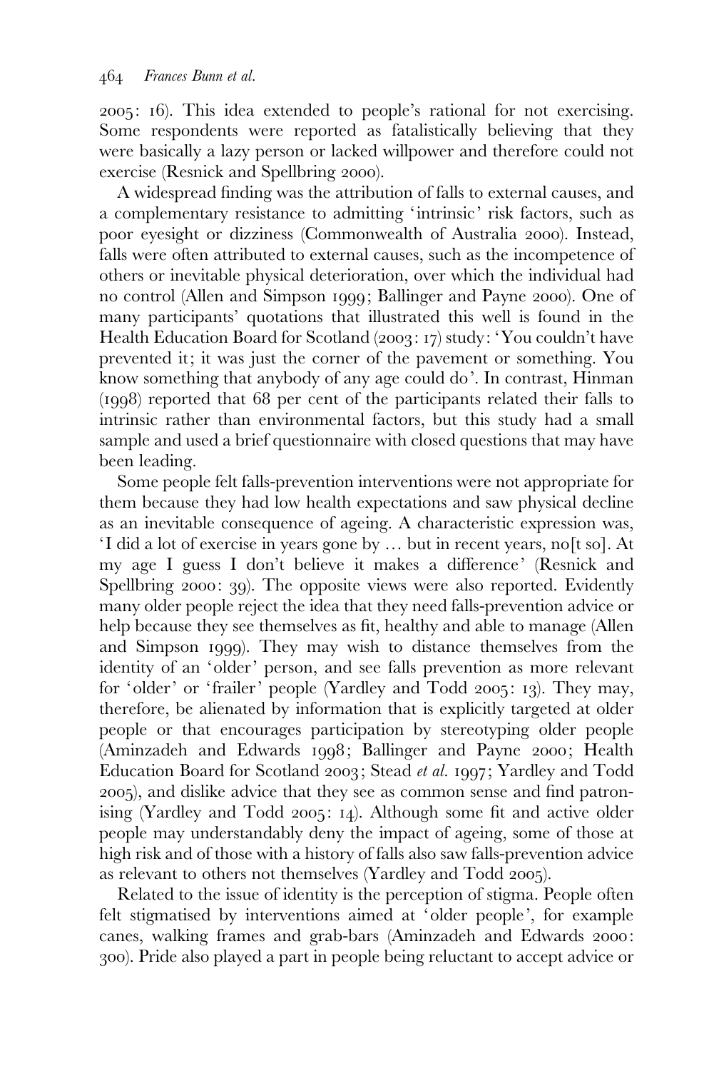2005: 16). This idea extended to people's rational for not exercising. Some respondents were reported as fatalistically believing that they were basically a lazy person or lacked willpower and therefore could not exercise (Resnick and Spellbring 2000).

A widespread finding was the attribution of falls to external causes, and a complementary resistance to admitting 'intrinsic' risk factors, such as poor eyesight or dizziness (Commonwealth of Australia 2000). Instead, falls were often attributed to external causes, such as the incompetence of others or inevitable physical deterioration, over which the individual had no control (Allen and Simpson 1999; Ballinger and Payne 2000). One of many participants' quotations that illustrated this well is found in the Health Education Board for Scotland (2003: 17) study: 'You couldn't have prevented it; it was just the corner of the pavement or something. You know something that anybody of any age could do'. In contrast, Hinman (1998) reported that 68 per cent of the participants related their falls to intrinsic rather than environmental factors, but this study had a small sample and used a brief questionnaire with closed questions that may have been leading.

Some people felt falls-prevention interventions were not appropriate for them because they had low health expectations and saw physical decline as an inevitable consequence of ageing. A characteristic expression was, 'I did a lot of exercise in years gone by … but in recent years, no[t so]. At my age I guess I don't believe it makes a difference' (Resnick and Spellbring 2000: 39). The opposite views were also reported. Evidently many older people reject the idea that they need falls-prevention advice or help because they see themselves as fit, healthy and able to manage (Allen and Simpson 1999). They may wish to distance themselves from the identity of an 'older' person, and see falls prevention as more relevant for 'older' or 'frailer' people (Yardley and Todd 2005: 13). They may, therefore, be alienated by information that is explicitly targeted at older people or that encourages participation by stereotyping older people (Aminzadeh and Edwards 1998; Ballinger and Payne 2000; Health Education Board for Scotland 2003; Stead *et al.* 1997; Yardley and Todd 2005), and dislike advice that they see as common sense and find patronising (Yardley and Todd 2005: 14). Although some fit and active older people may understandably deny the impact of ageing, some of those at high risk and of those with a history of falls also saw falls-prevention advice as relevant to others not themselves (Yardley and Todd 2005).

Related to the issue of identity is the perception of stigma. People often felt stigmatised by interventions aimed at 'older people', for example canes, walking frames and grab-bars (Aminzadeh and Edwards 2000: 300). Pride also played a part in people being reluctant to accept advice or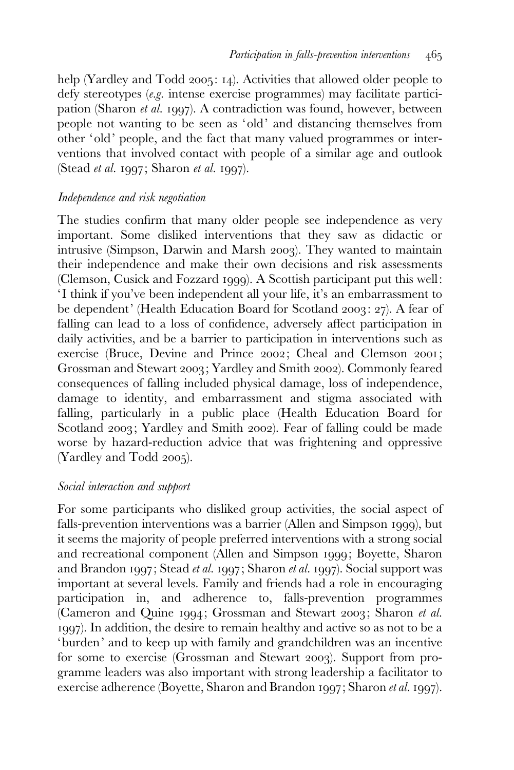help (Yardley and Todd 2005: 14). Activities that allowed older people to defy stereotypes (*e.g.* intense exercise programmes) may facilitate participation (Sharon *et al.* 1997). A contradiction was found, however, between people not wanting to be seen as 'old' and distancing themselves from other 'old' people, and the fact that many valued programmes or interventions that involved contact with people of a similar age and outlook (Stead *et al.* 1997; Sharon *et al.* 1997).

### *Independence and risk negotiation*

The studies confirm that many older people see independence as very important. Some disliked interventions that they saw as didactic or intrusive (Simpson, Darwin and Marsh 2003). They wanted to maintain their independence and make their own decisions and risk assessments (Clemson, Cusick and Fozzard 1999). A Scottish participant put this well: 'I think if you've been independent all your life, it's an embarrassment to be dependent' (Health Education Board for Scotland 2003: 27). A fear of falling can lead to a loss of confidence, adversely affect participation in daily activities, and be a barrier to participation in interventions such as exercise (Bruce, Devine and Prince 2002; Cheal and Clemson 2001; Grossman and Stewart 2003; Yardley and Smith 2002). Commonly feared consequences of falling included physical damage, loss of independence, damage to identity, and embarrassment and stigma associated with falling, particularly in a public place (Health Education Board for Scotland 2003; Yardley and Smith 2002). Fear of falling could be made worse by hazard-reduction advice that was frightening and oppressive (Yardley and Todd 2005).

### *Social interaction and support*

For some participants who disliked group activities, the social aspect of falls-prevention interventions was a barrier (Allen and Simpson 1999), but it seems the majority of people preferred interventions with a strong social and recreational component (Allen and Simpson 1999; Boyette, Sharon and Brandon 1997; Stead *et al.* 1997; Sharon *et al.* 1997). Social support was important at several levels. Family and friends had a role in encouraging participation in, and adherence to, falls-prevention programmes (Cameron and Quine 1994; Grossman and Stewart 2003; Sharon *et al.* 1997). In addition, the desire to remain healthy and active so as not to be a 'burden' and to keep up with family and grandchildren was an incentive for some to exercise (Grossman and Stewart 2003). Support from programme leaders was also important with strong leadership a facilitator to exercise adherence (Boyette, Sharon and Brandon 1997; Sharon *et al.* 1997).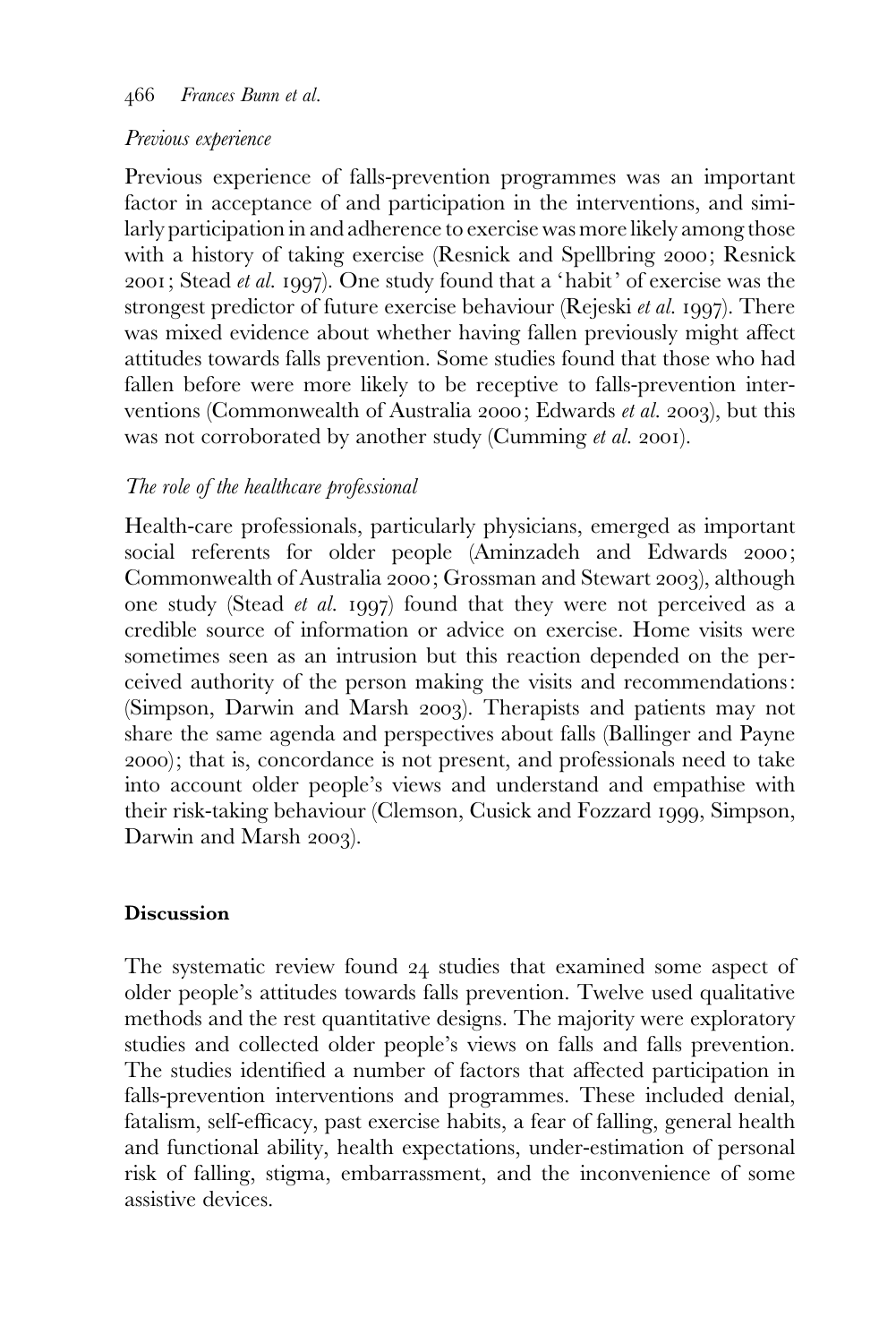*Previous experience*

Previous experience of falls-prevention programmes was an important factor in acceptance of and participation in the interventions, and similarly participation in and adherence to exercise was more likely among those with a history of taking exercise (Resnick and Spellbring 2000; Resnick 2001; Stead *et al.* 1997). One study found that a 'habit' of exercise was the strongest predictor of future exercise behaviour (Rejeski *et al.* 1997). There was mixed evidence about whether having fallen previously might affect attitudes towards falls prevention. Some studies found that those who had fallen before were more likely to be receptive to falls-prevention interventions (Commonwealth of Australia 2000; Edwards *et al.* 2003), but this was not corroborated by another study (Cumming *et al.* 2001).

*The role of the healthcare professional*

Health-care professionals, particularly physicians, emerged as important social referents for older people (Aminzadeh and Edwards 2000; Commonwealth of Australia 2000; Grossman and Stewart 2003), although one study (Stead *et al.* 1997) found that they were not perceived as a credible source of information or advice on exercise. Home visits were sometimes seen as an intrusion but this reaction depended on the perceived authority of the person making the visits and recommendations: (Simpson, Darwin and Marsh 2003). Therapists and patients may not share the same agenda and perspectives about falls (Ballinger and Payne 2000); that is, concordance is not present, and professionals need to take into account older people's views and understand and empathise with their risk-taking behaviour (Clemson, Cusick and Fozzard 1999, Simpson, Darwin and Marsh 2003).

## Discussion

The systematic review found 24 studies that examined some aspect of older people's attitudes towards falls prevention. Twelve used qualitative methods and the rest quantitative designs. The majority were exploratory studies and collected older people's views on falls and falls prevention. The studies identified a number of factors that affected participation in falls-prevention interventions and programmes. These included denial, fatalism, self-efficacy, past exercise habits, a fear of falling, general health and functional ability, health expectations, under-estimation of personal risk of falling, stigma, embarrassment, and the inconvenience of some assistive devices.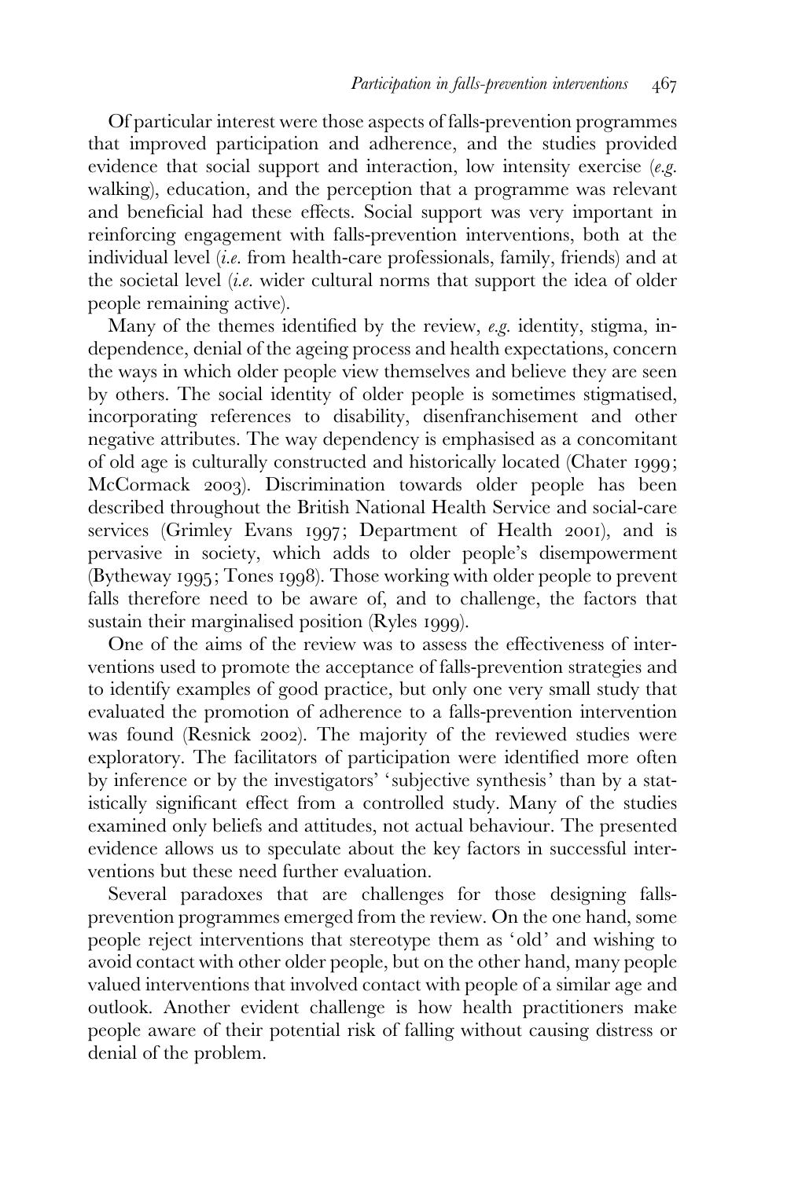Of particular interest were those aspects of falls-prevention programmes that improved participation and adherence, and the studies provided evidence that social support and interaction, low intensity exercise (*e.g.* walking), education, and the perception that a programme was relevant and beneficial had these effects. Social support was very important in reinforcing engagement with falls-prevention interventions, both at the individual level (*i.e.* from health-care professionals, family, friends) and at the societal level (*i.e.* wider cultural norms that support the idea of older people remaining active).

Many of the themes identified by the review, *e.g.* identity, stigma, independence, denial of the ageing process and health expectations, concern the ways in which older people view themselves and believe they are seen by others. The social identity of older people is sometimes stigmatised, incorporating references to disability, disenfranchisement and other negative attributes. The way dependency is emphasised as a concomitant of old age is culturally constructed and historically located (Chater 1999; McCormack 2003). Discrimination towards older people has been described throughout the British National Health Service and social-care services (Grimley Evans 1997; Department of Health 2001), and is pervasive in society, which adds to older people's disempowerment (Bytheway 1995; Tones 1998). Those working with older people to prevent falls therefore need to be aware of, and to challenge, the factors that sustain their marginalised position (Ryles 1999).

One of the aims of the review was to assess the effectiveness of interventions used to promote the acceptance of falls-prevention strategies and to identify examples of good practice, but only one very small study that evaluated the promotion of adherence to a falls-prevention intervention was found (Resnick 2002). The majority of the reviewed studies were exploratory. The facilitators of participation were identified more often by inference or by the investigators' 'subjective synthesis' than by a statistically significant effect from a controlled study. Many of the studies examined only beliefs and attitudes, not actual behaviour. The presented evidence allows us to speculate about the key factors in successful interventions but these need further evaluation.

Several paradoxes that are challenges for those designing falls-prevention programmes emerged from the review. On the one hand, some people reject interventions that stereotype them as 'old' and wishing to avoid contact with other older people, but on the other hand, many people valued interventions that involved contact with people of a similar age and outlook. Another evident challenge is how health practitioners make people aware of their potential risk of falling without causing distress or denial of the problem.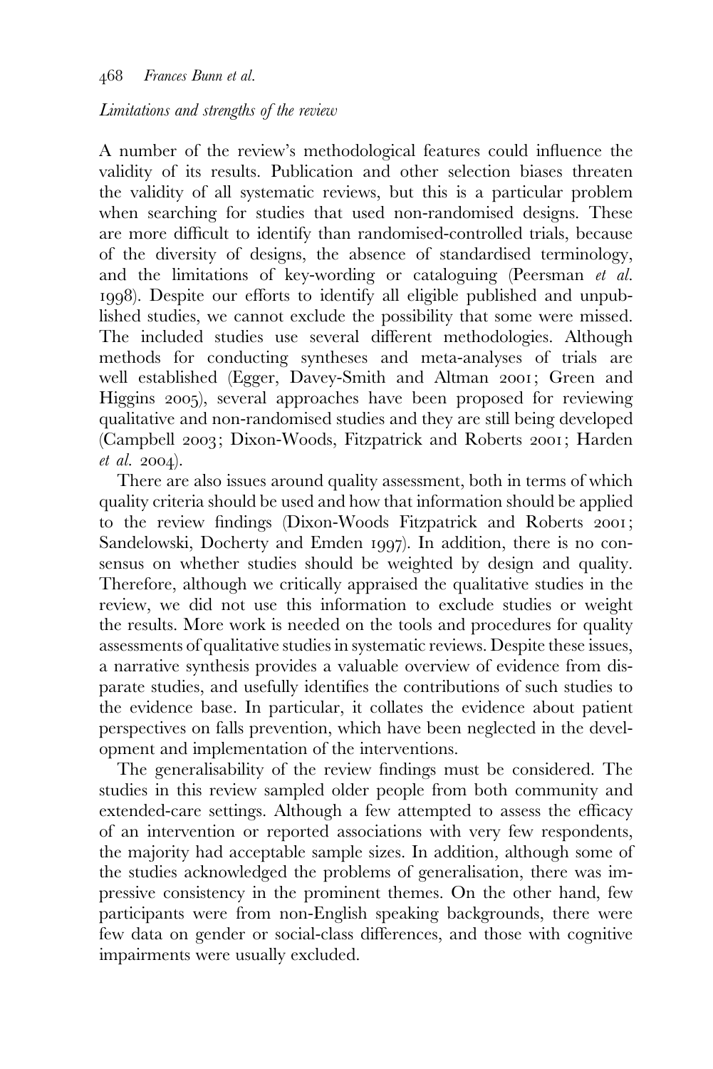### *Limitations and strengths of the review*

A number of the review's methodological features could influence the validity of its results. Publication and other selection biases threaten the validity of all systematic reviews, but this is a particular problem when searching for studies that used non-randomised designs. These are more difficult to identify than randomised-controlled trials, because of the diversity of designs, the absence of standardised terminology, and the limitations of key-wording or cataloguing (Peersman *et al.* 1998). Despite our efforts to identify all eligible published and unpublished studies, we cannot exclude the possibility that some were missed. The included studies use several different methodologies. Although methods for conducting syntheses and meta-analyses of trials are well established (Egger, Davey-Smith and Altman 2001; Green and Higgins 2005), several approaches have been proposed for reviewing qualitative and non-randomised studies and they are still being developed (Campbell 2003; Dixon-Woods, Fitzpatrick and Roberts 2001; Harden *et al.* 2004).

There are also issues around quality assessment, both in terms of which quality criteria should be used and how that information should be applied to the review findings (Dixon-Woods Fitzpatrick and Roberts 2001; Sandelowski, Docherty and Emden 1997). In addition, there is no consensus on whether studies should be weighted by design and quality. Therefore, although we critically appraised the qualitative studies in the review, we did not use this information to exclude studies or weight the results. More work is needed on the tools and procedures for quality assessments of qualitative studies in systematic reviews. Despite these issues, a narrative synthesis provides a valuable overview of evidence from disparate studies, and usefully identifies the contributions of such studies to the evidence base. In particular, it collates the evidence about patient perspectives on falls prevention, which have been neglected in the development and implementation of the interventions.

The generalisability of the review findings must be considered. The studies in this review sampled older people from both community and extended-care settings. Although a few attempted to assess the efficacy of an intervention or reported associations with very few respondents, the majority had acceptable sample sizes. In addition, although some of the studies acknowledged the problems of generalisation, there was impressive consistency in the prominent themes. On the other hand, few participants were from non-English speaking backgrounds, there were few data on gender or social-class differences, and those with cognitive impairments were usually excluded.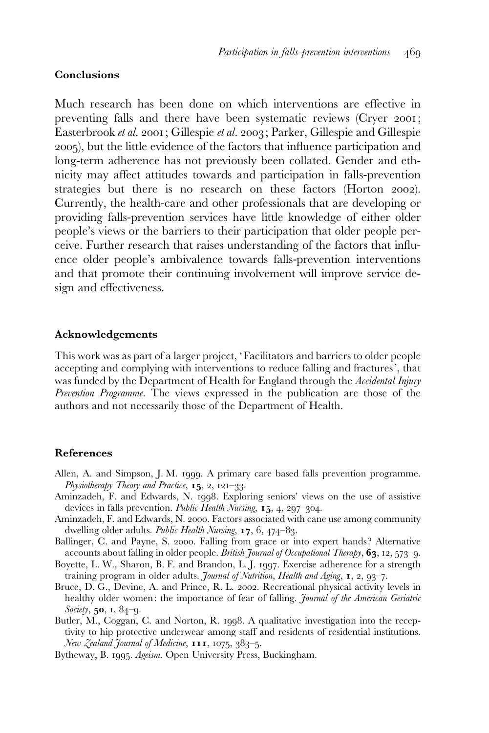## Conclusions

Much research has been done on which interventions are effective in preventing falls and there have been systematic reviews (Cryer 2001; Easterbrook *et al.* 2001; Gillespie *et al.* 2003; Parker, Gillespie and Gillespie 2005), but the little evidence of the factors that influence participation and long-term adherence has not previously been collated. Gender and ethnicity may affect attitudes towards and participation in falls-prevention strategies but there is no research on these factors (Horton 2002). Currently, the health-care and other professionals that are developing or providing falls-prevention services have little knowledge of either older people's views or the barriers to their participation that older people perceive. Further research that raises understanding of the factors that influence older people's ambivalence towards falls-prevention interventions and that promote their continuing involvement will improve service design and effectiveness.

## Acknowledgements

This work was as part of a larger project, 'Facilitators and barriers to older people accepting and complying with interventions to reduce falling and fractures', that was funded by the Department of Health for England through the *Accidental Injury Prevention Programme*. The views expressed in the publication are those of the authors and not necessarily those of the Department of Health.

## References

Allen, A. and Simpson, J. M. 1999. A primary care based falls prevention programme. *Physiotherapy Theory and Practice*, **15**, 2, 121–33.

Aminzadeh, F. and Edwards, N. 1998. Exploring seniors' views on the use of assistive devices in falls prevention. *Public Health Nursing*, **15**, 4, 297–304.

Aminzadeh, F. and Edwards, N. 2000. Factors associated with cane use among community dwelling older adults. *Public Health Nursing*, **17**, 6, 474–83.

Ballinger, C. and Payne, S. 2000. Falling from grace or into expert hands? Alternative accounts about falling in older people. *British Journal of Occupational Therapy*, **63**, 12, 573–9.

Boyette, L. W., Sharon, B. F. and Brandon, L. J. 1997. Exercise adherence for a strength training program in older adults. *Journal of Nutrition, Health and Aging*, **1**, 2, 93–7.

Bruce, D. G., Devine, A. and Prince, R. L. 2002. Recreational physical activity levels in healthy older women: the importance of fear of falling. *Journal of the American Geriatric Society*, **50**, 1, 84–9.

Butler, M., Coggan, C. and Norton, R. 1998. A qualitative investigation into the receptivity to hip protective underwear among staff and residents of residential institutions. *New Zealand Journal of Medicine*, **111**, 1075, 383–5.

Bytheway, B. 1995. *Ageism*. Open University Press, Buckingham.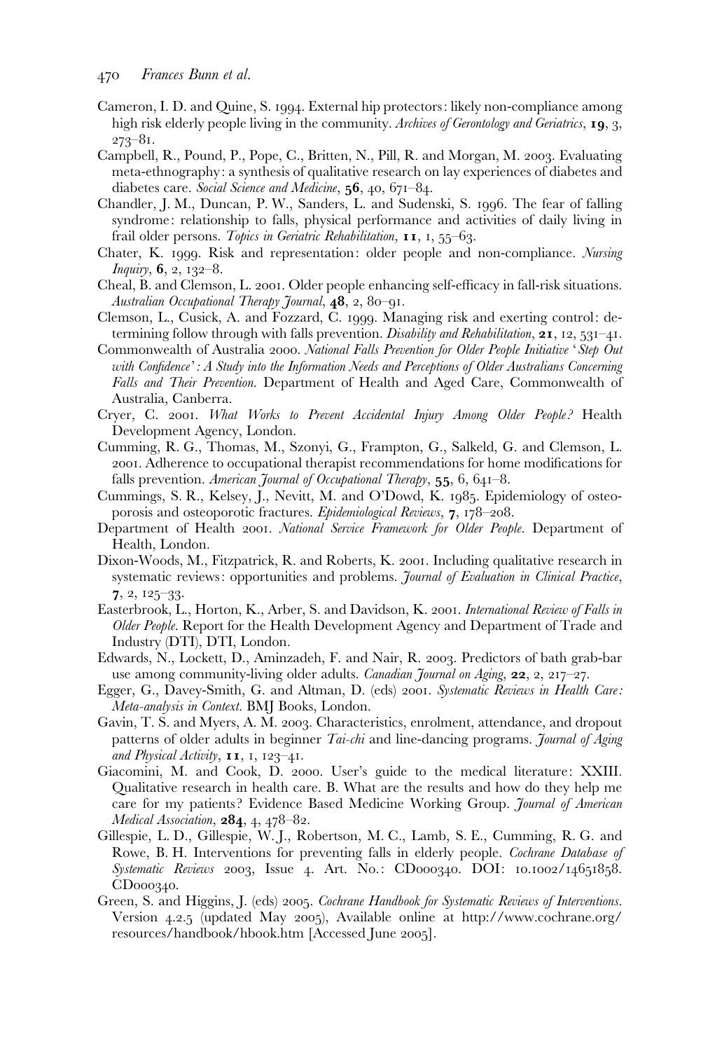Cameron, I. D. and Quine, S. 1994. External hip protectors: likely non-compliance among high risk elderly people living in the community. *Archives of Gerontology and Geriatrics*, **19**, 3, 273–81.

Campbell, R., Pound, P., Pope, C., Britten, N., Pill, R. and Morgan, M. 2003. Evaluating meta-ethnography: a synthesis of qualitative research on lay experiences of diabetes and diabetes care. *Social Science and Medicine*, **56**, 40, 671–84.

Chandler, J. M., Duncan, P. W., Sanders, L. and Sudenski, S. 1996. The fear of falling syndrome: relationship to falls, physical performance and activities of daily living in frail older persons. *Topics in Geriatric Rehabilitation*, **11**, 1, 55–63.

Chater, K. 1999. Risk and representation: older people and non-compliance. *Nursing Inquiry*, **6**, 2, 132–8.

Cheal, B. and Clemson, L. 2001. Older people enhancing self-efficacy in fall-risk situations. *Australian Occupational Therapy Journal*, **48**, 2, 80–91.

Clemson, L., Cusick, A. and Fozzard, C. 1999. Managing risk and exerting control: determining follow through with falls prevention. *Disability and Rehabilitation*, **21**, 12, 531–41.

Commonwealth of Australia 2000. *National Falls Prevention for Older People Initiative 'Step Out with Confidence': A Study into the Information Needs and Perceptions of Older Australians Concerning Falls and Their Prevention*. Department of Health and Aged Care, Commonwealth of Australia, Canberra.

Cryer, C. 2001. *What Works to Prevent Accidental Injury Among Older People?* Health Development Agency, London.

Cumming, R. G., Thomas, M., Szonyi, G., Frampton, G., Salkeld, G. and Clemson, L. 2001. Adherence to occupational therapist recommendations for home modifications for falls prevention. *American Journal of Occupational Therapy*, **55**, 6, 641–8.

Cummings, S. R., Kelsey, J., Nevitt, M. and O'Dowd, K. 1985. Epidemiology of osteoporosis and osteoporotic fractures. *Epidemiological Reviews*, **7**, 178–208.

Department of Health 2001. *National Service Framework for Older People*. Department of Health, London.

Dixon-Woods, M., Fitzpatrick, R. and Roberts, K. 2001. Including qualitative research in systematic reviews: opportunities and problems. *Journal of Evaluation in Clinical Practice*, **7**, 2, 125–33.

Easterbrook, L., Horton, K., Arber, S. and Davidson, K. 2001. *International Review of Falls in Older People*. Report for the Health Development Agency and Department of Trade and Industry (DTI), DTI, London.

Edwards, N., Lockett, D., Aminzadeh, F. and Nair, R. 2003. Predictors of bath grab-bar use among community-living older adults. *Canadian Journal on Aging*, **22**, 2, 217–27.

Egger, G., Davey-Smith, G. and Altman, D. (eds) 2001. *Systematic Reviews in Health Care: Meta-analysis in Context*. BMJ Books, London.

Gavin, T. S. and Myers, A. M. 2003. Characteristics, enrolment, attendance, and dropout patterns of older adults in beginner *Tai-chi* and line-dancing programs. *Journal of Aging and Physical Activity*, **11**, 1, 123–41.

Giacomini, M. and Cook, D. 2000. User's guide to the medical literature: XXIII. Qualitative research in health care. B. What are the results and how do they help me care for my patients? Evidence Based Medicine Working Group. *Journal of American Medical Association*, **284**, 4, 478–82.

Gillespie, L. D., Gillespie, W. J., Robertson, M. C., Lamb, S. E., Cumming, R. G. and Rowe, B. H. Interventions for preventing falls in elderly people. *Cochrane Database of Systematic Reviews* 2003, Issue 4. Art. No.: CD000340. DOI: 10.1002/14651858.CD000340.

Green, S. and Higgins, J. (eds) 2005. *Cochrane Handbook for Systematic Reviews of Interventions*. Version 4.2.5 (updated May 2005), Available online at http://www.cochrane.org/resources/handbook/hbook.htm [Accessed June 2005].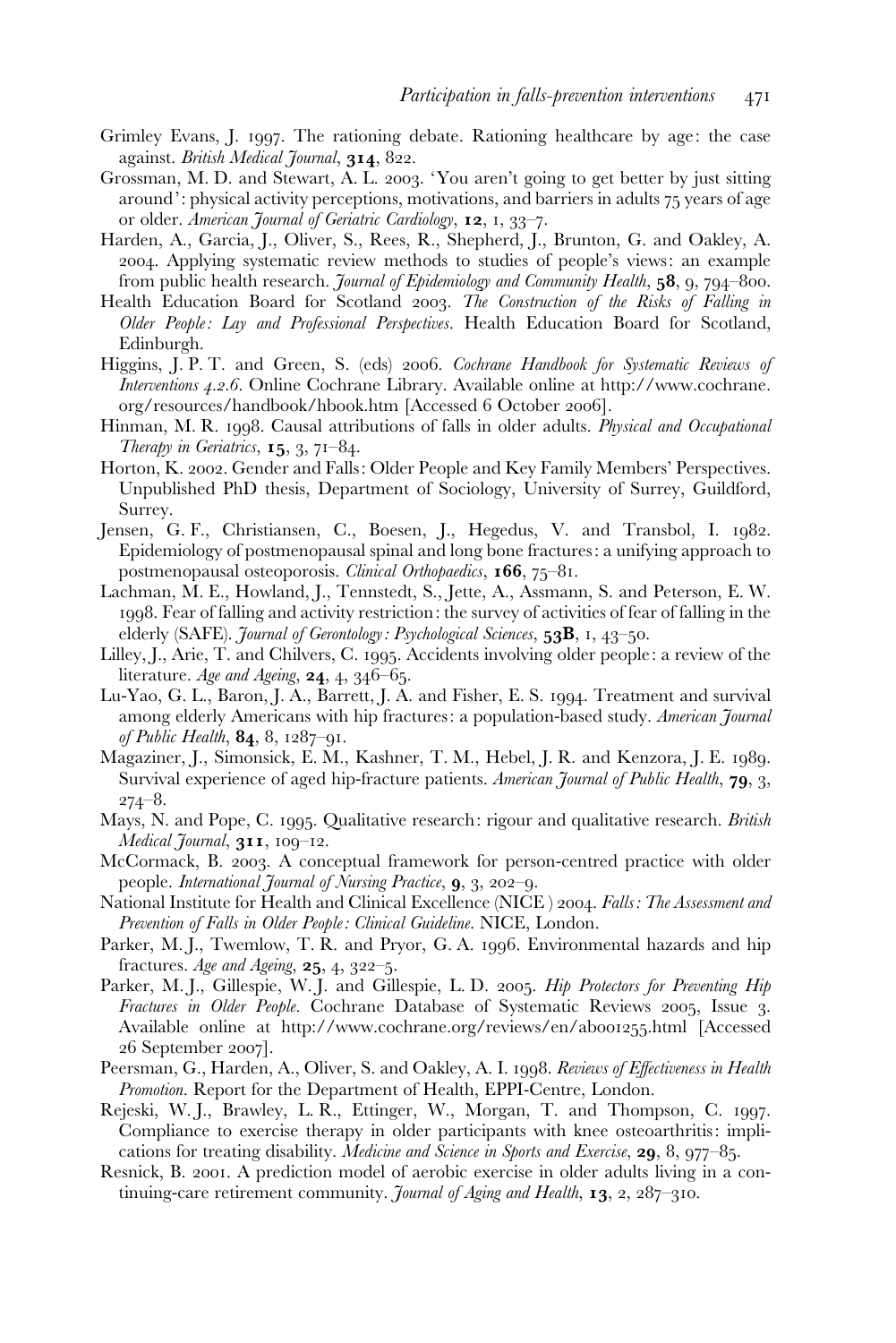Grimley Evans, J. 1997. The rationing debate. Rationing healthcare by age: the case against. *British Medical Journal*, **314**, 822.

Grossman, M. D. and Stewart, A. L. 2003. 'You aren't going to get better by just sitting around': physical activity perceptions, motivations, and barriers in adults 75 years of age or older. *American Journal of Geriatric Cardiology*, **12**, 1, 33–7.

Harden, A., Garcia, J., Oliver, S., Rees, R., Shepherd, J., Brunton, G. and Oakley, A. 2004. Applying systematic review methods to studies of people's views: an example from public health research. *Journal of Epidemiology and Community Health*, **58**, 9, 794–800.

Health Education Board for Scotland 2003. *The Construction of the Risks of Falling in Older People: Lay and Professional Perspectives*. Health Education Board for Scotland, Edinburgh.

Higgins, J. P. T. and Green, S. (eds) 2006. *Cochrane Handbook for Systematic Reviews of Interventions 4.2.6*. Online Cochrane Library. Available online at http://www.cochrane.org/resources/handbook/hbook.htm [Accessed 6 October 2006].

Hinman, M. R. 1998. Causal attributions of falls in older adults. *Physical and Occupational Therapy in Geriatrics*, **15**, 3, 71–84.

Horton, K. 2002. Gender and Falls: Older People and Key Family Members' Perspectives. Unpublished PhD thesis, Department of Sociology, University of Surrey, Guildford, Surrey.

Jensen, G. F., Christiansen, C., Boesen, J., Hegedus, V. and Transbol, I. 1982. Epidemiology of postmenopausal spinal and long bone fractures: a unifying approach to postmenopausal osteoporosis. *Clinical Orthopaedics*, **166**, 75–81.

Lachman, M. E., Howland, J., Tennstedt, S., Jette, A., Assmann, S. and Peterson, E. W. 1998. Fear of falling and activity restriction: the survey of activities of fear of falling in the elderly (SAFE). *Journal of Gerontology: Psychological Sciences*, **53B**, 1, 43–50.

Lilley, J., Arie, T. and Chilvers, C. 1995. Accidents involving older people: a review of the literature. *Age and Ageing*, **24**, 4, 346–65.

Lu-Yao, G. L., Baron, J. A., Barrett, J. A. and Fisher, E. S. 1994. Treatment and survival among elderly Americans with hip fractures: a population-based study. *American Journal of Public Health*, **84**, 8, 1287–91.

Magaziner, J., Simonsick, E. M., Kashner, T. M., Hebel, J. R. and Kenzora, J. E. 1989. Survival experience of aged hip-fracture patients. *American Journal of Public Health*, **79**, 3, 274–8.

Mays, N. and Pope, C. 1995. Qualitative research: rigour and qualitative research. *British Medical Journal*, **311**, 109–12.

McCormack, B. 2003. A conceptual framework for person-centred practice with older people. *International Journal of Nursing Practice*, **9**, 3, 202–9.

National Institute for Health and Clinical Excellence (NICE) 2004. *Falls: The Assessment and Prevention of Falls in Older People: Clinical Guideline*. NICE, London.

Parker, M. J., Twemlow, T. R. and Pryor, G. A. 1996. Environmental hazards and hip fractures. *Age and Ageing*, **25**, 4, 322–5.

Parker, M. J., Gillespie, W. J. and Gillespie, L. D. 2005. *Hip Protectors for Preventing Hip Fractures in Older People*. Cochrane Database of Systematic Reviews 2005, Issue 3. Available online at http://www.cochrane.org/reviews/en/ab001255.html [Accessed 26 September 2007].

Peersman, G., Harden, A., Oliver, S. and Oakley, A. I. 1998. *Reviews of Effectiveness in Health Promotion*. Report for the Department of Health, EPPI-Centre, London.

Rejeski, W. J., Brawley, L. R., Ettinger, W., Morgan, T. and Thompson, C. 1997. Compliance to exercise therapy in older participants with knee osteoarthritis: implications for treating disability. *Medicine and Science in Sports and Exercise*, **29**, 8, 977–85.

Resnick, B. 2001. A prediction model of aerobic exercise in older adults living in a continuing-care retirement community. *Journal of Aging and Health*, **13**, 2, 287–310.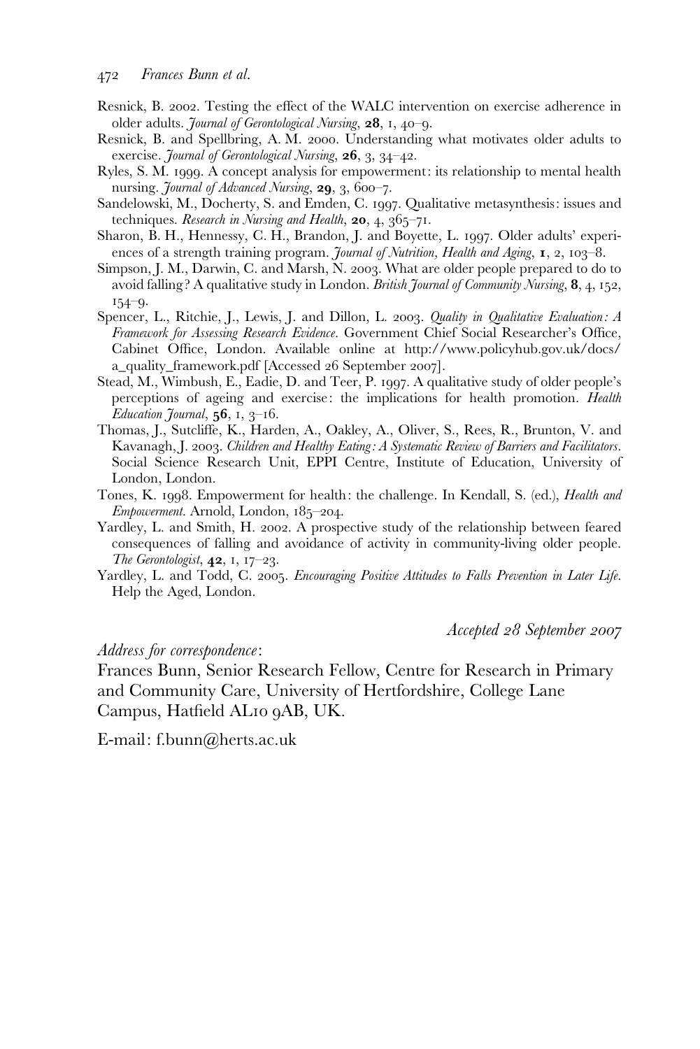Resnick, B. 2002. Testing the effect of the WALC intervention on exercise adherence in older adults. *Journal of Gerontological Nursing*, **28**, 1, 40–9.

Resnick, B. and Spellbring, A. M. 2000. Understanding what motivates older adults to exercise. *Journal of Gerontological Nursing*, **26**, 3, 34–42.

Ryles, S. M. 1999. A concept analysis for empowerment: its relationship to mental health nursing. *Journal of Advanced Nursing*, **29**, 3, 600–7.

Sandelowski, M., Docherty, S. and Emden, C. 1997. Qualitative metasynthesis: issues and techniques. *Research in Nursing and Health*, **20**, 4, 365–71.

Sharon, B. H., Hennessy, C. H., Brandon, J. and Boyette, L. 1997. Older adults' experiences of a strength training program. *Journal of Nutrition, Health and Aging*, **1**, 2, 103–8.

Simpson, J. M., Darwin, C. and Marsh, N. 2003. What are older people prepared to do to avoid falling? A qualitative study in London. *British Journal of Community Nursing*, **8**, 4, 152, 154–9.

Spencer, L., Ritchie, J., Lewis, J. and Dillon, L. 2003. *Quality in Qualitative Evaluation: A Framework for Assessing Research Evidence*. Government Chief Social Researcher's Office, Cabinet Office, London. Available online at http://www.policyhub.gov.uk/docs/a_quality_framework.pdf [Accessed 26 September 2007].

Stead, M., Wimbush, E., Eadie, D. and Teer, P. 1997. A qualitative study of older people's perceptions of ageing and exercise: the implications for health promotion. *Health Education Journal*, **56**, 1, 3–16.

Thomas, J., Sutcliffe, K., Harden, A., Oakley, A., Oliver, S., Rees, R., Brunton, V. and Kavanagh, J. 2003. *Children and Healthy Eating: A Systematic Review of Barriers and Facilitators*. Social Science Research Unit, EPPI Centre, Institute of Education, University of London, London.

Tones, K. 1998. Empowerment for health: the challenge. In Kendall, S. (ed.), *Health and Empowerment*. Arnold, London, 185–204.

Yardley, L. and Smith, H. 2002. A prospective study of the relationship between feared consequences of falling and avoidance of activity in community-living older people. *The Gerontologist*, **42**, 1, 17–23.

Yardley, L. and Todd, C. 2005. *Encouraging Positive Attitudes to Falls Prevention in Later Life*. Help the Aged, London.

*Accepted 28 September 2007*

*Address for correspondence*:

Frances Bunn, Senior Research Fellow, Centre for Research in Primary and Community Care, University of Hertfordshire, College Lane Campus, Hatfield AL10 9AB, UK.

E-mail: f.bunn@herts.ac.uk